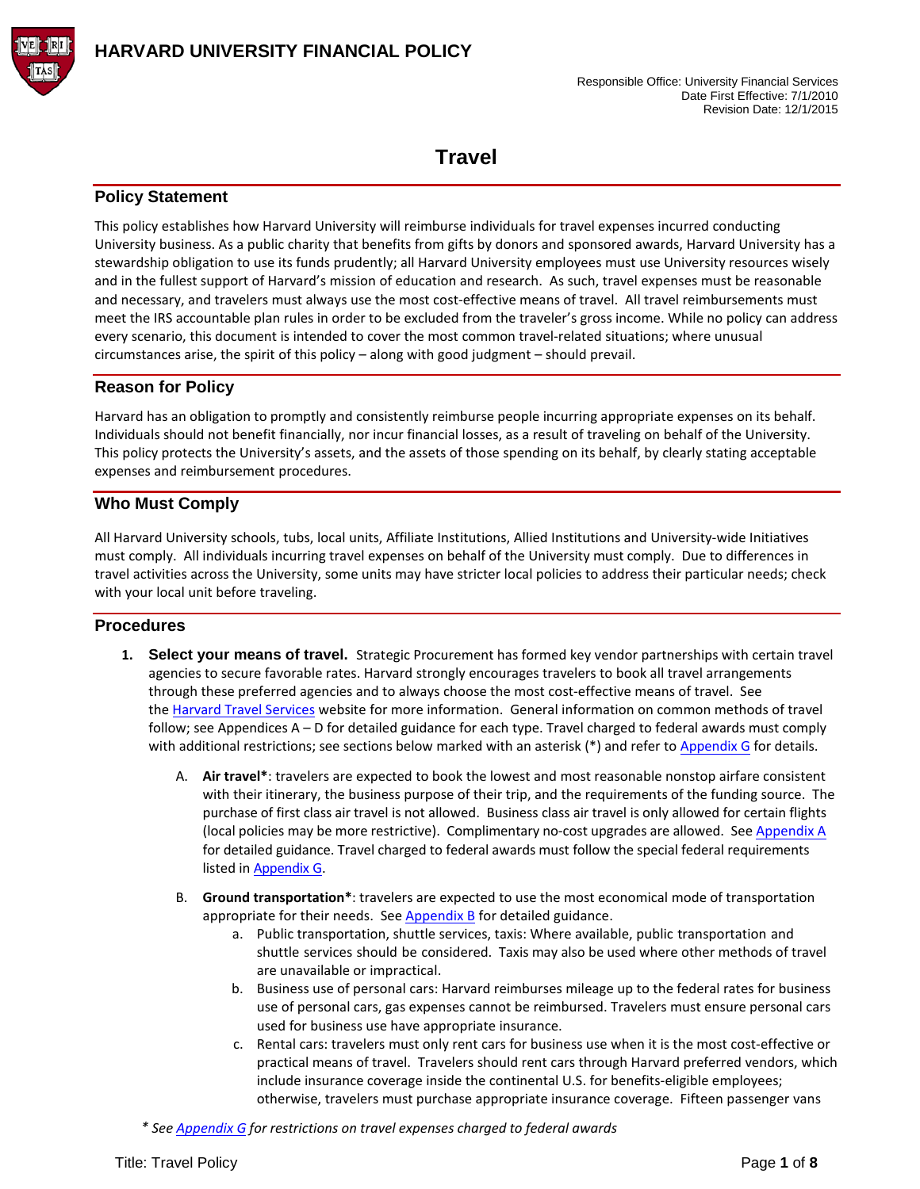HARVARD UNIVERSITY FINANCIAL POLICY

Responsible Office: University Financial Services
Date First Effective: 7/1/2010
Revision Date: 12/1/2015

# Travel

## Policy Statement

This policy establishes how Harvard University will reimburse individuals for travel expenses incurred conducting University business. As a public charity that benefits from gifts by donors and sponsored awards, Harvard University has a stewardship obligation to use its funds prudently; all Harvard University employees must use University resources wisely and in the fullest support of Harvard's mission of education and research. As such, travel expenses must be reasonable and necessary, and travelers must always use the most cost-effective means of travel. All travel reimbursements must meet the IRS accountable plan rules in order to be excluded from the traveler's gross income. While no policy can address every scenario, this document is intended to cover the most common travel-related situations; where unusual circumstances arise, the spirit of this policy – along with good judgment – should prevail.

## Reason for Policy

Harvard has an obligation to promptly and consistently reimburse people incurring appropriate expenses on its behalf. Individuals should not benefit financially, nor incur financial losses, as a result of traveling on behalf of the University. This policy protects the University's assets, and the assets of those spending on its behalf, by clearly stating acceptable expenses and reimbursement procedures.

## Who Must Comply

All Harvard University schools, tubs, local units, Affiliate Institutions, Allied Institutions and University-wide Initiatives must comply. All individuals incurring travel expenses on behalf of the University must comply. Due to differences in travel activities across the University, some units may have stricter local policies to address their particular needs; check with your local unit before traveling.

## Procedures

1. **Select your means of travel.** Strategic Procurement has formed key vendor partnerships with certain travel agencies to secure favorable rates. Harvard strongly encourages travelers to book all travel arrangements through these preferred agencies and to always choose the most cost-effective means of travel. See the Harvard Travel Services website for more information. General information on common methods of travel follow; see Appendices A – D for detailed guidance for each type. Travel charged to federal awards must comply with additional restrictions; see sections below marked with an asterisk (*) and refer to Appendix G for details.

   A. **Air travel***: travelers are expected to book the lowest and most reasonable nonstop airfare consistent with their itinerary, the business purpose of their trip, and the requirements of the funding source. The purchase of first class air travel is not allowed. Business class air travel is only allowed for certain flights (local policies may be more restrictive). Complimentary no-cost upgrades are allowed. See Appendix A for detailed guidance. Travel charged to federal awards must follow the special federal requirements listed in Appendix G.

   B. **Ground transportation***: travelers are expected to use the most economical mode of transportation appropriate for their needs. See Appendix B for detailed guidance.

      a. Public transportation, shuttle services, taxis: Where available, public transportation and shuttle services should be considered. Taxis may also be used where other methods of travel are unavailable or impractical.

      b. Business use of personal cars: Harvard reimburses mileage up to the federal rates for business use of personal cars, gas expenses cannot be reimbursed. Travelers must ensure personal cars used for business use have appropriate insurance.

      c. Rental cars: travelers must only rent cars for business use when it is the most cost-effective or practical means of travel. Travelers should rent cars through Harvard preferred vendors, which include insurance coverage inside the continental U.S. for benefits-eligible employees; otherwise, travelers must purchase appropriate insurance coverage. Fifteen passenger vans

*\* See Appendix G for restrictions on travel expenses charged to federal awards*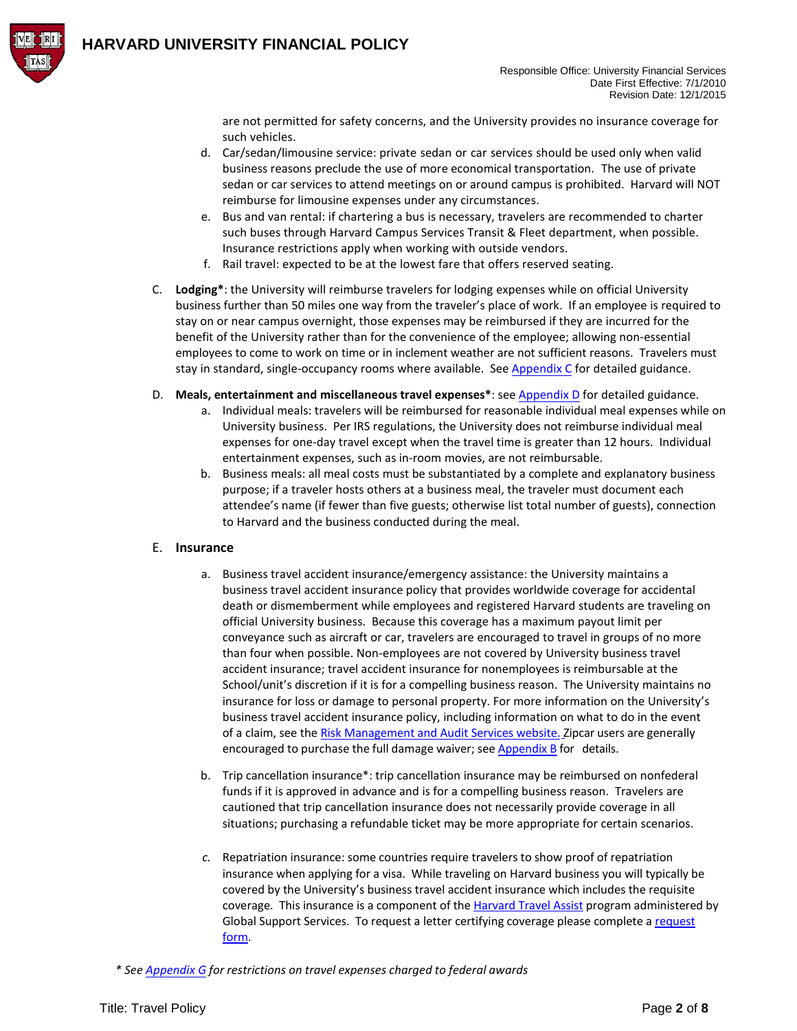are not permitted for safety concerns, and the University provides no insurance coverage for such vehicles.

d. Car/sedan/limousine service: private sedan or car services should be used only when valid business reasons preclude the use of more economical transportation. The use of private sedan or car services to attend meetings on or around campus is prohibited. Harvard will NOT reimburse for limousine expenses under any circumstances.

e. Bus and van rental: if chartering a bus is necessary, travelers are recommended to charter such buses through Harvard Campus Services Transit & Fleet department, when possible. Insurance restrictions apply when working with outside vendors.

f. Rail travel: expected to be at the lowest fare that offers reserved seating.

C. **Lodging***: the University will reimburse travelers for lodging expenses while on official University business further than 50 miles one way from the traveler's place of work. If an employee is required to stay on or near campus overnight, those expenses may be reimbursed if they are incurred for the benefit of the University rather than for the convenience of the employee; allowing non-essential employees to come to work on time or in inclement weather are not sufficient reasons. Travelers must stay in standard, single-occupancy rooms where available. See Appendix C for detailed guidance.

D. **Meals, entertainment and miscellaneous travel expenses***: see Appendix D for detailed guidance.

a. Individual meals: travelers will be reimbursed for reasonable individual meal expenses while on University business. Per IRS regulations, the University does not reimburse individual meal expenses for one-day travel except when the travel time is greater than 12 hours. Individual entertainment expenses, such as in-room movies, are not reimbursable.

b. Business meals: all meal costs must be substantiated by a complete and explanatory business purpose; if a traveler hosts others at a business meal, the traveler must document each attendee's name (if fewer than five guests; otherwise list total number of guests), connection to Harvard and the business conducted during the meal.

E. **Insurance**

a. Business travel accident insurance/emergency assistance: the University maintains a business travel accident insurance policy that provides worldwide coverage for accidental death or dismemberment while employees and registered Harvard students are traveling on official University business. Because this coverage has a maximum payout limit per conveyance such as aircraft or car, travelers are encouraged to travel in groups of no more than four when possible. Non-employees are not covered by University business travel accident insurance; travel accident insurance for nonemployees is reimbursable at the School/unit's discretion if it is for a compelling business reason. The University maintains no insurance for loss or damage to personal property. For more information on the University's business travel accident insurance policy, including information on what to do in the event of a claim, see the Risk Management and Audit Services website. Zipcar users are generally encouraged to purchase the full damage waiver; see Appendix B for details.

b. Trip cancellation insurance*: trip cancellation insurance may be reimbursed on nonfederal funds if it is approved in advance and is for a compelling business reason. Travelers are cautioned that trip cancellation insurance does not necessarily provide coverage in all situations; purchasing a refundable ticket may be more appropriate for certain scenarios.

c. Repatriation insurance: some countries require travelers to show proof of repatriation insurance when applying for a visa. While traveling on Harvard business you will typically be covered by the University's business travel accident insurance which includes the requisite coverage. This insurance is a component of the Harvard Travel Assist program administered by Global Support Services. To request a letter certifying coverage please complete a request form.

*\* See Appendix G for restrictions on travel expenses charged to federal awards*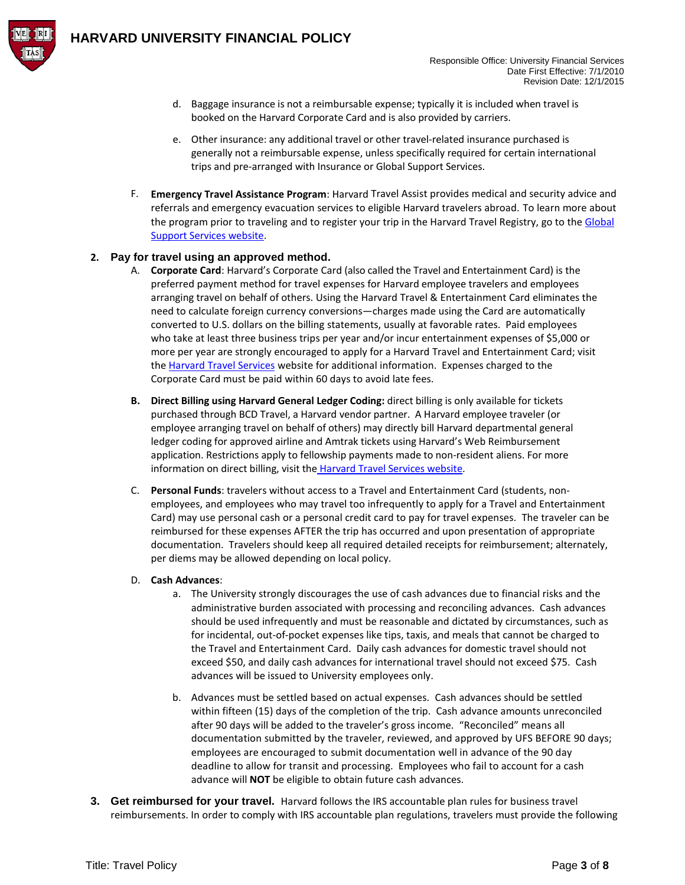d. Baggage insurance is not a reimbursable expense; typically it is included when travel is booked on the Harvard Corporate Card and is also provided by carriers.

   e. Other insurance: any additional travel or other travel-related insurance purchased is generally not a reimbursable expense, unless specifically required for certain international trips and pre-arranged with Insurance or Global Support Services.

F. **Emergency Travel Assistance Program**: Harvard Travel Assist provides medical and security advice and referrals and emergency evacuation services to eligible Harvard travelers abroad. To learn more about the program prior to traveling and to register your trip in the Harvard Travel Registry, go to the Global Support Services website.

**2. Pay for travel using an approved method.**

A. **Corporate Card**: Harvard's Corporate Card (also called the Travel and Entertainment Card) is the preferred payment method for travel expenses for Harvard employee travelers and employees arranging travel on behalf of others. Using the Harvard Travel & Entertainment Card eliminates the need to calculate foreign currency conversions—charges made using the Card are automatically converted to U.S. dollars on the billing statements, usually at favorable rates. Paid employees who take at least three business trips per year and/or incur entertainment expenses of $5,000 or more per year are strongly encouraged to apply for a Harvard Travel and Entertainment Card; visit the Harvard Travel Services website for additional information. Expenses charged to the Corporate Card must be paid within 60 days to avoid late fees.

**B. Direct Billing using Harvard General Ledger Coding:** direct billing is only available for tickets purchased through BCD Travel, a Harvard vendor partner. A Harvard employee traveler (or employee arranging travel on behalf of others) may directly bill Harvard departmental general ledger coding for approved airline and Amtrak tickets using Harvard's Web Reimbursement application. Restrictions apply to fellowship payments made to non-resident aliens. For more information on direct billing, visit the Harvard Travel Services website.

C. **Personal Funds**: travelers without access to a Travel and Entertainment Card (students, non-employees, and employees who may travel too infrequently to apply for a Travel and Entertainment Card) may use personal cash or a personal credit card to pay for travel expenses. The traveler can be reimbursed for these expenses AFTER the trip has occurred and upon presentation of appropriate documentation. Travelers should keep all required detailed receipts for reimbursement; alternately, per diems may be allowed depending on local policy.

D. **Cash Advances**:

   a. The University strongly discourages the use of cash advances due to financial risks and the administrative burden associated with processing and reconciling advances. Cash advances should be used infrequently and must be reasonable and dictated by circumstances, such as for incidental, out-of-pocket expenses like tips, taxis, and meals that cannot be charged to the Travel and Entertainment Card. Daily cash advances for domestic travel should not exceed $50, and daily cash advances for international travel should not exceed $75. Cash advances will be issued to University employees only.

   b. Advances must be settled based on actual expenses. Cash advances should be settled within fifteen (15) days of the completion of the trip. Cash advance amounts unreconciled after 90 days will be added to the traveler's gross income. "Reconciled" means all documentation submitted by the traveler, reviewed, and approved by UFS BEFORE 90 days; employees are encouraged to submit documentation well in advance of the 90 day deadline to allow for transit and processing. Employees who fail to account for a cash advance will **NOT** be eligible to obtain future cash advances.

**3. Get reimbursed for your travel.** Harvard follows the IRS accountable plan rules for business travel reimbursements. In order to comply with IRS accountable plan regulations, travelers must provide the following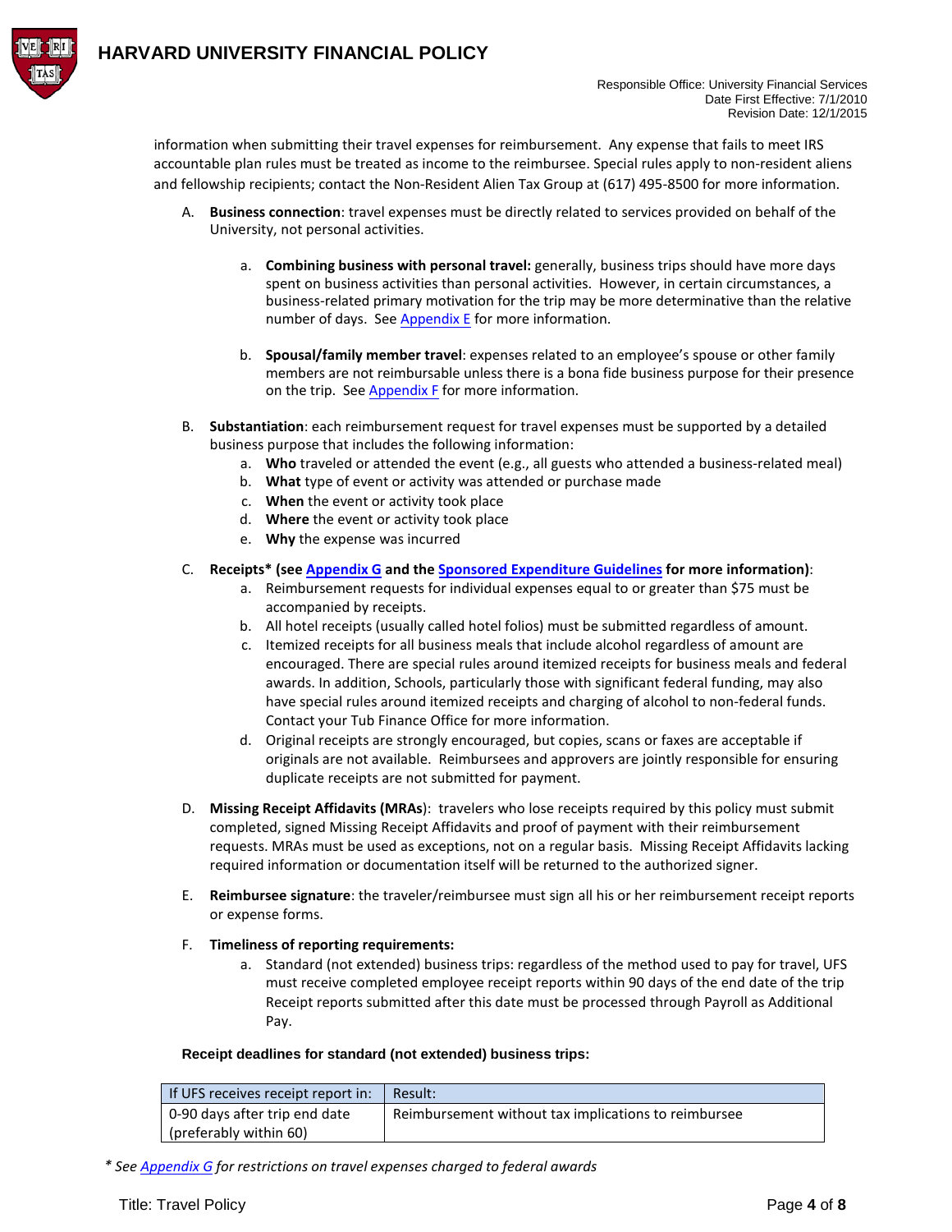information when submitting their travel expenses for reimbursement. Any expense that fails to meet IRS accountable plan rules must be treated as income to the reimbursee. Special rules apply to non-resident aliens and fellowship recipients; contact the Non-Resident Alien Tax Group at (617) 495-8500 for more information.

A. **Business connection**: travel expenses must be directly related to services provided on behalf of the University, not personal activities.

   a. **Combining business with personal travel:** generally, business trips should have more days spent on business activities than personal activities. However, in certain circumstances, a business-related primary motivation for the trip may be more determinative than the relative number of days. See Appendix E for more information.

   b. **Spousal/family member travel**: expenses related to an employee's spouse or other family members are not reimbursable unless there is a bona fide business purpose for their presence on the trip. See Appendix F for more information.

B. **Substantiation**: each reimbursement request for travel expenses must be supported by a detailed business purpose that includes the following information:
   a. **Who** traveled or attended the event (e.g., all guests who attended a business-related meal)
   b. **What** type of event or activity was attended or purchase made
   c. **When** the event or activity took place
   d. **Where** the event or activity took place
   e. **Why** the expense was incurred

C. **Receipts* (see Appendix G and the Sponsored Expenditure Guidelines for more information)**:
   a. Reimbursement requests for individual expenses equal to or greater than $75 must be accompanied by receipts.
   b. All hotel receipts (usually called hotel folios) must be submitted regardless of amount.
   c. Itemized receipts for all business meals that include alcohol regardless of amount are encouraged. There are special rules around itemized receipts for business meals and federal awards. In addition, Schools, particularly those with significant federal funding, may also have special rules around itemized receipts and charging of alcohol to non-federal funds. Contact your Tub Finance Office for more information.
   d. Original receipts are strongly encouraged, but copies, scans or faxes are acceptable if originals are not available. Reimbursees and approvers are jointly responsible for ensuring duplicate receipts are not submitted for payment.

D. **Missing Receipt Affidavits (MRAs)**: travelers who lose receipts required by this policy must submit completed, signed Missing Receipt Affidavits and proof of payment with their reimbursement requests. MRAs must be used as exceptions, not on a regular basis. Missing Receipt Affidavits lacking required information or documentation itself will be returned to the authorized signer.

E. **Reimbursee signature**: the traveler/reimbursee must sign all his or her reimbursement receipt reports or expense forms.

F. **Timeliness of reporting requirements:**
   a. Standard (not extended) business trips: regardless of the method used to pay for travel, UFS must receive completed employee receipt reports within 90 days of the end date of the trip Receipt reports submitted after this date must be processed through Payroll as Additional Pay.

**Receipt deadlines for standard (not extended) business trips:**

| If UFS receives receipt report in: | Result: |
|---|---|
| 0-90 days after trip end date (preferably within 60) | Reimbursement without tax implications to reimbursee |

*\* See Appendix G for restrictions on travel expenses charged to federal awards*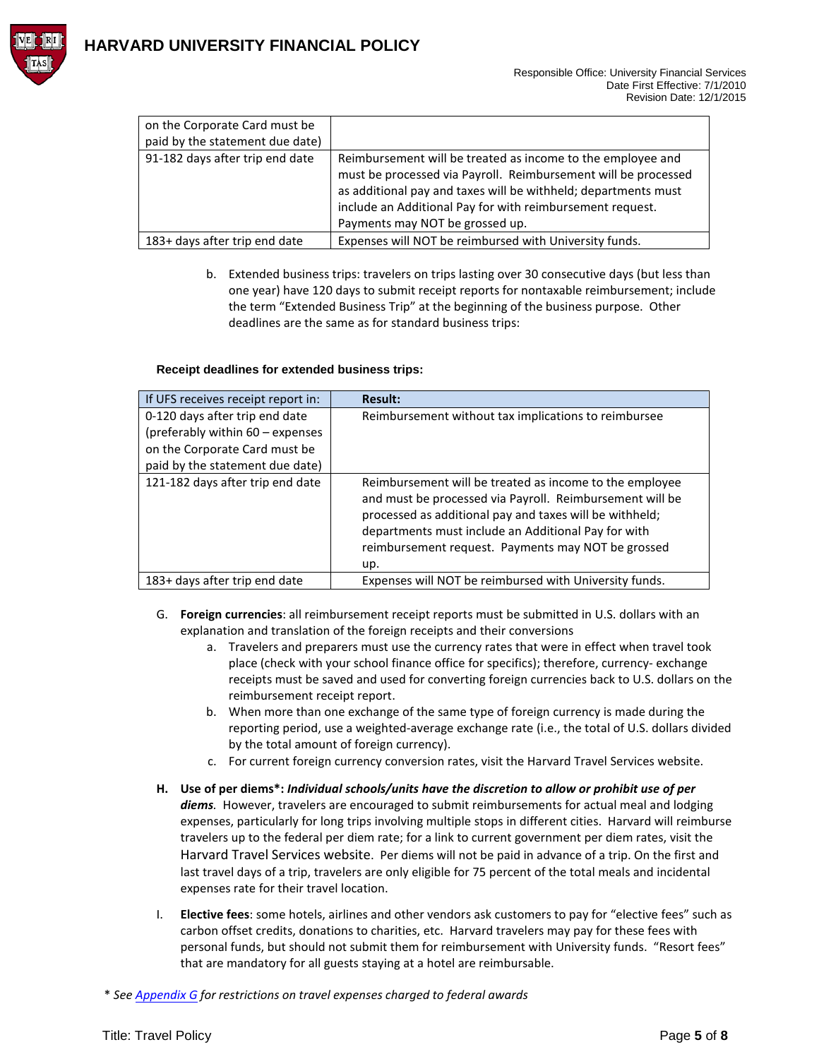| | |
|---|---|
| on the Corporate Card must be paid by the statement due date) | |
| 91-182 days after trip end date | Reimbursement will be treated as income to the employee and must be processed via Payroll. Reimbursement will be processed as additional pay and taxes will be withheld; departments must include an Additional Pay for with reimbursement request. Payments may NOT be grossed up. |
| 183+ days after trip end date | Expenses will NOT be reimbursed with University funds. |

b. Extended business trips: travelers on trips lasting over 30 consecutive days (but less than one year) have 120 days to submit receipt reports for nontaxable reimbursement; include the term "Extended Business Trip" at the beginning of the business purpose. Other deadlines are the same as for standard business trips:

**Receipt deadlines for extended business trips:**

| If UFS receives receipt report in: | Result: |
|---|---|
| 0-120 days after trip end date (preferably within 60 – expenses on the Corporate Card must be paid by the statement due date) | Reimbursement without tax implications to reimbursee |
| 121-182 days after trip end date | Reimbursement will be treated as income to the employee and must be processed via Payroll. Reimbursement will be processed as additional pay and taxes will be withheld; departments must include an Additional Pay for with reimbursement request. Payments may NOT be grossed up. |
| 183+ days after trip end date | Expenses will NOT be reimbursed with University funds. |

G. **Foreign currencies**: all reimbursement receipt reports must be submitted in U.S. dollars with an explanation and translation of the foreign receipts and their conversions

   a. Travelers and preparers must use the currency rates that were in effect when travel took place (check with your school finance office for specifics); therefore, currency- exchange receipts must be saved and used for converting foreign currencies back to U.S. dollars on the reimbursement receipt report.

   b. When more than one exchange of the same type of foreign currency is made during the reporting period, use a weighted-average exchange rate (i.e., the total of U.S. dollars divided by the total amount of foreign currency).

   c. For current foreign currency conversion rates, visit the Harvard Travel Services website.

**H. Use of per diems*:** ***Individual schools/units have the discretion to allow or prohibit use of per diems****.* However, travelers are encouraged to submit reimbursements for actual meal and lodging expenses, particularly for long trips involving multiple stops in different cities. Harvard will reimburse travelers up to the federal per diem rate; for a link to current government per diem rates, visit the Harvard Travel Services website. Per diems will not be paid in advance of a trip. On the first and last travel days of a trip, travelers are only eligible for 75 percent of the total meals and incidental expenses rate for their travel location.

I. **Elective fees**: some hotels, airlines and other vendors ask customers to pay for "elective fees" such as carbon offset credits, donations to charities, etc. Harvard travelers may pay for these fees with personal funds, but should not submit them for reimbursement with University funds. "Resort fees" that are mandatory for all guests staying at a hotel are reimbursable.

*\* See Appendix G for restrictions on travel expenses charged to federal awards*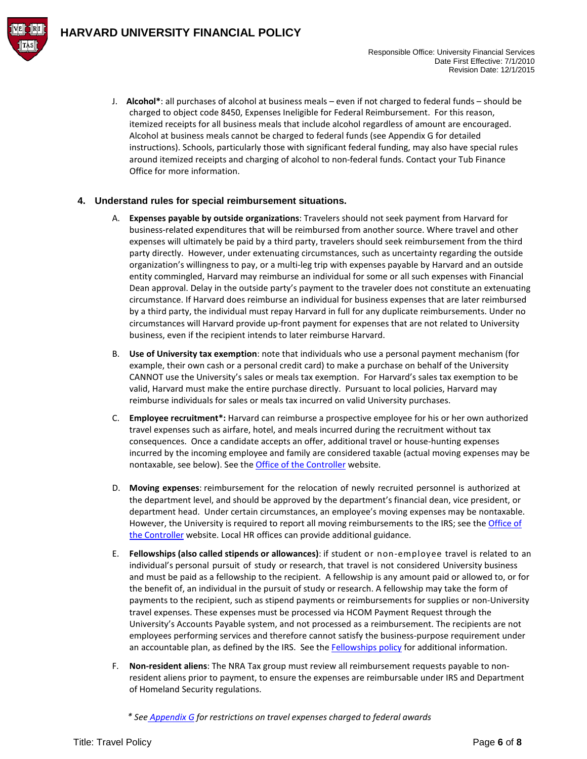J. **Alcohol***: all purchases of alcohol at business meals – even if not charged to federal funds – should be charged to object code 8450, Expenses Ineligible for Federal Reimbursement. For this reason, itemized receipts for all business meals that include alcohol regardless of amount are encouraged. Alcohol at business meals cannot be charged to federal funds (see Appendix G for detailed instructions). Schools, particularly those with significant federal funding, may also have special rules around itemized receipts and charging of alcohol to non-federal funds. Contact your Tub Finance Office for more information.

### 4. Understand rules for special reimbursement situations.

A. **Expenses payable by outside organizations**: Travelers should not seek payment from Harvard for business-related expenditures that will be reimbursed from another source. Where travel and other expenses will ultimately be paid by a third party, travelers should seek reimbursement from the third party directly. However, under extenuating circumstances, such as uncertainty regarding the outside organization's willingness to pay, or a multi-leg trip with expenses payable by Harvard and an outside entity commingled, Harvard may reimburse an individual for some or all such expenses with Financial Dean approval. Delay in the outside party's payment to the traveler does not constitute an extenuating circumstance. If Harvard does reimburse an individual for business expenses that are later reimbursed by a third party, the individual must repay Harvard in full for any duplicate reimbursements. Under no circumstances will Harvard provide up-front payment for expenses that are not related to University business, even if the recipient intends to later reimburse Harvard.

B. **Use of University tax exemption**: note that individuals who use a personal payment mechanism (for example, their own cash or a personal credit card) to make a purchase on behalf of the University CANNOT use the University's sales or meals tax exemption. For Harvard's sales tax exemption to be valid, Harvard must make the entire purchase directly. Pursuant to local policies, Harvard may reimburse individuals for sales or meals tax incurred on valid University purchases.

C. **Employee recruitment*:** Harvard can reimburse a prospective employee for his or her own authorized travel expenses such as airfare, hotel, and meals incurred during the recruitment without tax consequences. Once a candidate accepts an offer, additional travel or house-hunting expenses incurred by the incoming employee and family are considered taxable (actual moving expenses may be nontaxable, see below). See the Office of the Controller website.

D. **Moving expenses**: reimbursement for the relocation of newly recruited personnel is authorized at the department level, and should be approved by the department's financial dean, vice president, or department head. Under certain circumstances, an employee's moving expenses may be nontaxable. However, the University is required to report all moving reimbursements to the IRS; see the Office of the Controller website. Local HR offices can provide additional guidance.

E. **Fellowships (also called stipends or allowances)**: if student or non-employee travel is related to an individual's personal pursuit of study or research, that travel is not considered University business and must be paid as a fellowship to the recipient. A fellowship is any amount paid or allowed to, or for the benefit of, an individual in the pursuit of study or research. A fellowship may take the form of payments to the recipient, such as stipend payments or reimbursements for supplies or non-University travel expenses. These expenses must be processed via HCOM Payment Request through the University's Accounts Payable system, and not processed as a reimbursement. The recipients are not employees performing services and therefore cannot satisfy the business-purpose requirement under an accountable plan, as defined by the IRS. See the Fellowships policy for additional information.

F. **Non-resident aliens**: The NRA Tax group must review all reimbursement requests payable to non-resident aliens prior to payment, to ensure the expenses are reimbursable under IRS and Department of Homeland Security regulations.

*\* See Appendix G for restrictions on travel expenses charged to federal awards*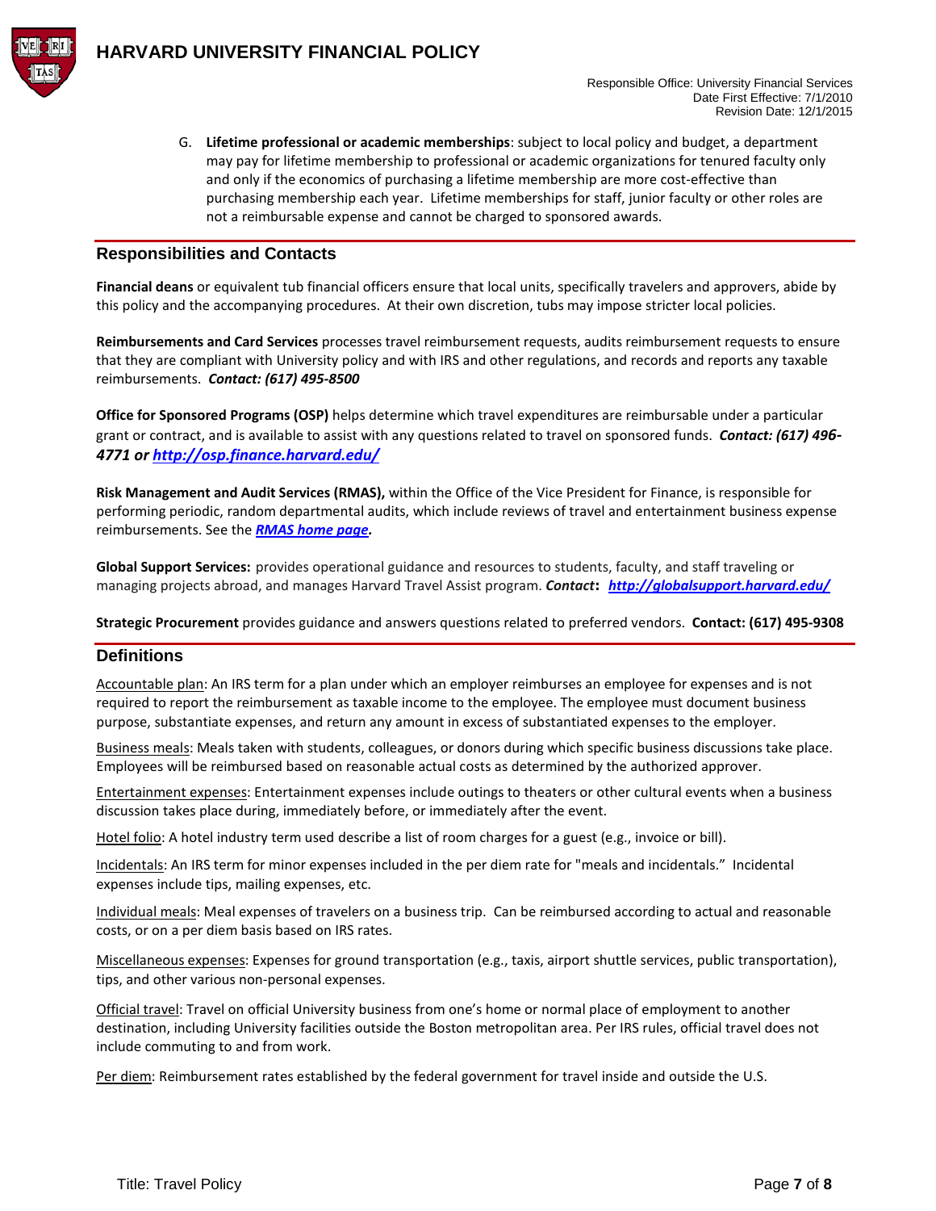G. **Lifetime professional or academic memberships**: subject to local policy and budget, a department may pay for lifetime membership to professional or academic organizations for tenured faculty only and only if the economics of purchasing a lifetime membership are more cost-effective than purchasing membership each year. Lifetime memberships for staff, junior faculty or other roles are not a reimbursable expense and cannot be charged to sponsored awards.

## Responsibilities and Contacts

**Financial deans** or equivalent tub financial officers ensure that local units, specifically travelers and approvers, abide by this policy and the accompanying procedures. At their own discretion, tubs may impose stricter local policies.

**Reimbursements and Card Services** processes travel reimbursement requests, audits reimbursement requests to ensure that they are compliant with University policy and with IRS and other regulations, and records and reports any taxable reimbursements. ***Contact: (617) 495-8500***

**Office for Sponsored Programs (OSP)** helps determine which travel expenditures are reimbursable under a particular grant or contract, and is available to assist with any questions related to travel on sponsored funds. ***Contact: (617) 496-4771 or http://osp.finance.harvard.edu/***

**Risk Management and Audit Services (RMAS),** within the Office of the Vice President for Finance, is responsible for performing periodic, random departmental audits, which include reviews of travel and entertainment business expense reimbursements. See the ***RMAS home page.***

**Global Support Services:** provides operational guidance and resources to students, faculty, and staff traveling or managing projects abroad, and manages Harvard Travel Assist program. ***Contact*: *http://globalsupport.harvard.edu/***

**Strategic Procurement** provides guidance and answers questions related to preferred vendors. **Contact: (617) 495-9308**

## Definitions

Accountable plan: An IRS term for a plan under which an employer reimburses an employee for expenses and is not required to report the reimbursement as taxable income to the employee. The employee must document business purpose, substantiate expenses, and return any amount in excess of substantiated expenses to the employer.

Business meals: Meals taken with students, colleagues, or donors during which specific business discussions take place. Employees will be reimbursed based on reasonable actual costs as determined by the authorized approver.

Entertainment expenses: Entertainment expenses include outings to theaters or other cultural events when a business discussion takes place during, immediately before, or immediately after the event.

Hotel folio: A hotel industry term used describe a list of room charges for a guest (e.g., invoice or bill).

Incidentals: An IRS term for minor expenses included in the per diem rate for "meals and incidentals." Incidental expenses include tips, mailing expenses, etc.

Individual meals: Meal expenses of travelers on a business trip. Can be reimbursed according to actual and reasonable costs, or on a per diem basis based on IRS rates.

Miscellaneous expenses: Expenses for ground transportation (e.g., taxis, airport shuttle services, public transportation), tips, and other various non-personal expenses.

Official travel: Travel on official University business from one's home or normal place of employment to another destination, including University facilities outside the Boston metropolitan area. Per IRS rules, official travel does not include commuting to and from work.

Per diem: Reimbursement rates established by the federal government for travel inside and outside the U.S.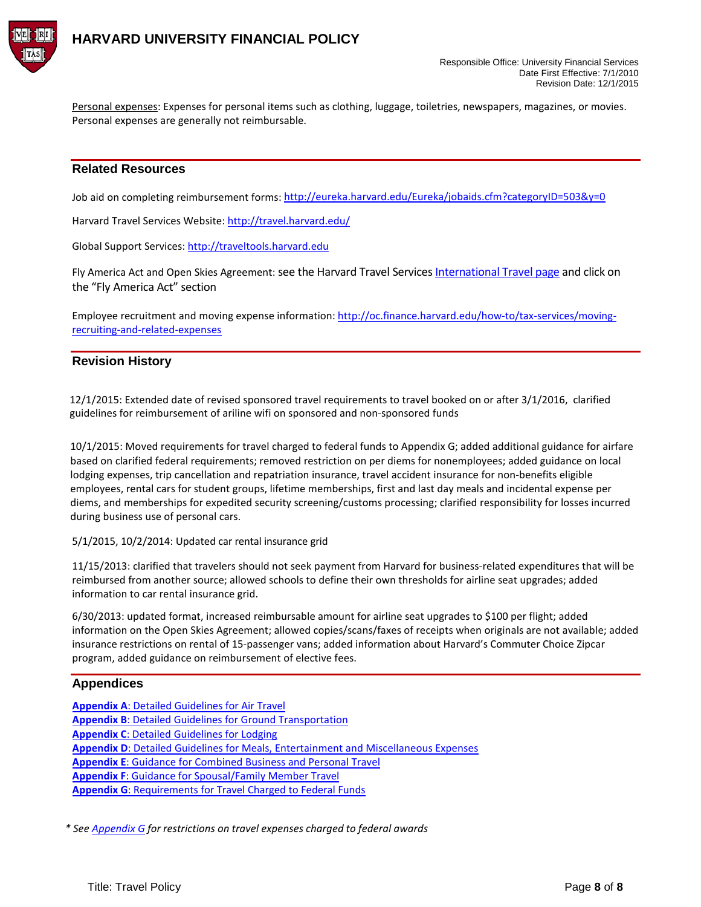<u>Personal expenses</u>: Expenses for personal items such as clothing, luggage, toiletries, newspapers, magazines, or movies. Personal expenses are generally not reimbursable.

## Related Resources

Job aid on completing reimbursement forms: [http://eureka.harvard.edu/Eureka/jobaids.cfm?categoryID=503&y=0](http://eureka.harvard.edu/Eureka/jobaids.cfm?categoryID=503&y=0)

Harvard Travel Services Website: [http://travel.harvard.edu/](http://travel.harvard.edu/)

Global Support Services: [http://traveltools.harvard.edu](http://traveltools.harvard.edu)

Fly America Act and Open Skies Agreement: see the Harvard Travel Services International Travel page and click on the "Fly America Act" section

Employee recruitment and moving expense information: [http://oc.finance.harvard.edu/how-to/tax-services/moving-recruiting-and-related-expenses](http://oc.finance.harvard.edu/how-to/tax-services/moving-recruiting-and-related-expenses)

## Revision History

12/1/2015: Extended date of revised sponsored travel requirements to travel booked on or after 3/1/2016, clarified guidelines for reimbursement of ariline wifi on sponsored and non-sponsored funds

10/1/2015: Moved requirements for travel charged to federal funds to Appendix G; added additional guidance for airfare based on clarified federal requirements; removed restriction on per diems for nonemployees; added guidance on local lodging expenses, trip cancellation and repatriation insurance, travel accident insurance for non-benefits eligible employees, rental cars for student groups, lifetime memberships, first and last day meals and incidental expense per diems, and memberships for expedited security screening/customs processing; clarified responsibility for losses incurred during business use of personal cars.

5/1/2015, 10/2/2014: Updated car rental insurance grid

11/15/2013: clarified that travelers should not seek payment from Harvard for business-related expenditures that will be reimbursed from another source; allowed schools to define their own thresholds for airline seat upgrades; added information to car rental insurance grid.

6/30/2013: updated format, increased reimbursable amount for airline seat upgrades to $100 per flight; added information on the Open Skies Agreement; allowed copies/scans/faxes of receipts when originals are not available; added insurance restrictions on rental of 15-passenger vans; added information about Harvard's Commuter Choice Zipcar program, added guidance on reimbursement of elective fees.

## Appendices

**Appendix A**: Detailed Guidelines for Air Travel
**Appendix B**: Detailed Guidelines for Ground Transportation
**Appendix C**: Detailed Guidelines for Lodging
**Appendix D**: Detailed Guidelines for Meals, Entertainment and Miscellaneous Expenses
**Appendix E**: Guidance for Combined Business and Personal Travel
**Appendix F**: Guidance for Spousal/Family Member Travel
**Appendix G**: Requirements for Travel Charged to Federal Funds

*\* See Appendix G for restrictions on travel expenses charged to federal awards*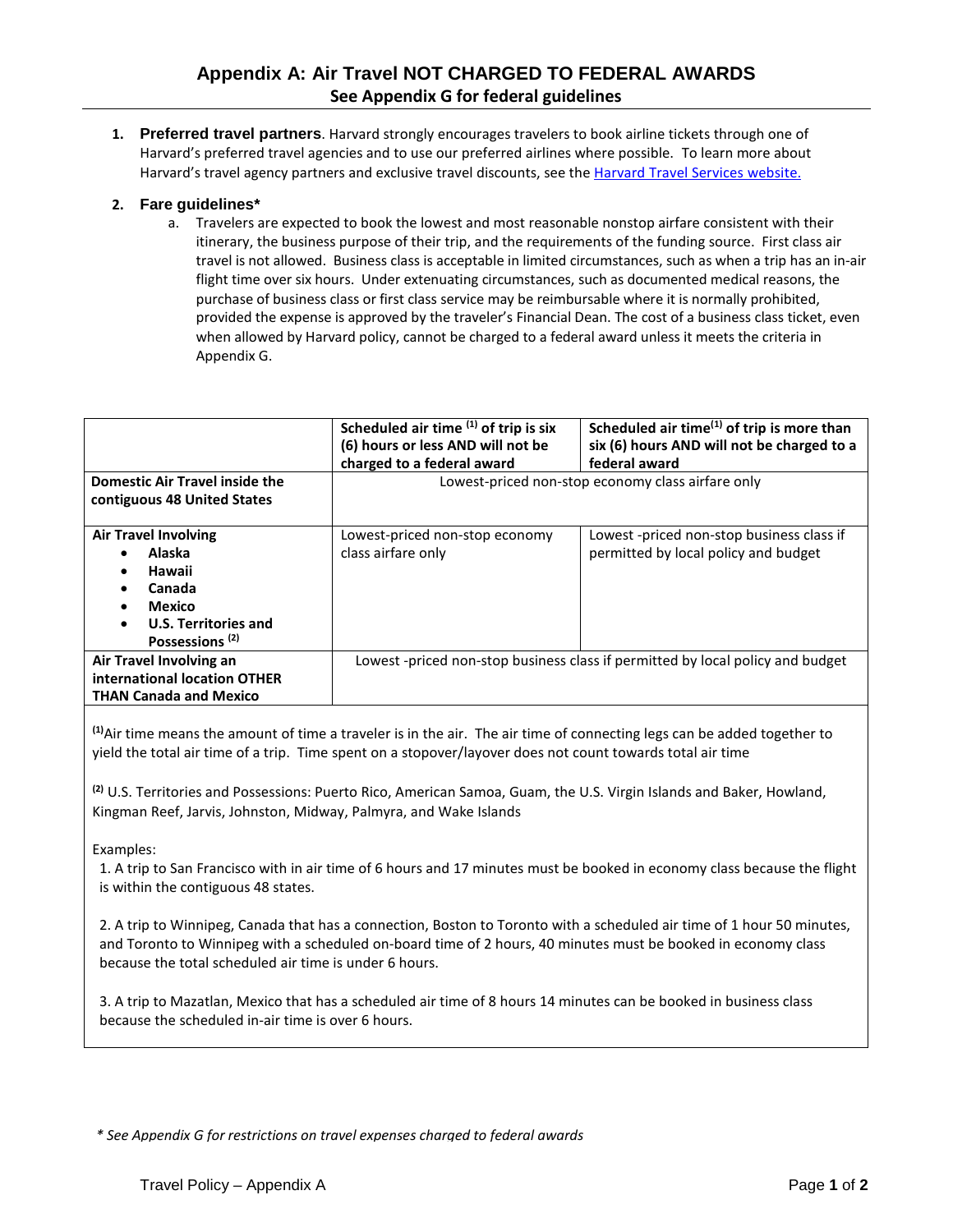# Appendix A: Air Travel NOT CHARGED TO FEDERAL AWARDS

## See Appendix G for federal guidelines

1. **Preferred travel partners**. Harvard strongly encourages travelers to book airline tickets through one of Harvard's preferred travel agencies and to use our preferred airlines where possible. To learn more about Harvard's travel agency partners and exclusive travel discounts, see the [Harvard Travel Services website.](Harvard Travel Services website.)

2. **Fare guidelines***
   a. Travelers are expected to book the lowest and most reasonable nonstop airfare consistent with their itinerary, the business purpose of their trip, and the requirements of the funding source. First class air travel is not allowed. Business class is acceptable in limited circumstances, such as when a trip has an in-air flight time over six hours. Under extenuating circumstances, such as documented medical reasons, the purchase of business class or first class service may be reimbursable where it is normally prohibited, provided the expense is approved by the traveler's Financial Dean. The cost of a business class ticket, even when allowed by Harvard policy, cannot be charged to a federal award unless it meets the criteria in Appendix G.

| | **Scheduled air time [1] of trip is six (6) hours or less AND will not be charged to a federal award** | **Scheduled air time[1] of trip is more than six (6) hours AND will not be charged to a federal award** |
|---|---|---|
| **Domestic Air Travel inside the contiguous 48 United States** | Lowest-priced non-stop economy class airfare only | |
| **Air Travel Involving**<br>• **Alaska**<br>• **Hawaii**<br>• **Canada**<br>• **Mexico**<br>• **U.S. Territories and Possessions [2]** | Lowest-priced non-stop economy class airfare only | Lowest -priced non-stop business class if permitted by local policy and budget |
| **Air Travel Involving an international location OTHER THAN Canada and Mexico** | Lowest -priced non-stop business class if permitted by local policy and budget | |

[1]Air time means the amount of time a traveler is in the air. The air time of connecting legs can be added together to yield the total air time of a trip. Time spent on a stopover/layover does not count towards total air time

[2] U.S. Territories and Possessions: Puerto Rico, American Samoa, Guam, the U.S. Virgin Islands and Baker, Howland, Kingman Reef, Jarvis, Johnston, Midway, Palmyra, and Wake Islands

Examples:

1. A trip to San Francisco with in air time of 6 hours and 17 minutes must be booked in economy class because the flight is within the contiguous 48 states.

2. A trip to Winnipeg, Canada that has a connection, Boston to Toronto with a scheduled air time of 1 hour 50 minutes, and Toronto to Winnipeg with a scheduled on-board time of 2 hours, 40 minutes must be booked in economy class because the total scheduled air time is under 6 hours.

3. A trip to Mazatlan, Mexico that has a scheduled air time of 8 hours 14 minutes can be booked in business class because the scheduled in-air time is over 6 hours.

*\* See Appendix G for restrictions on travel expenses charged to federal awards*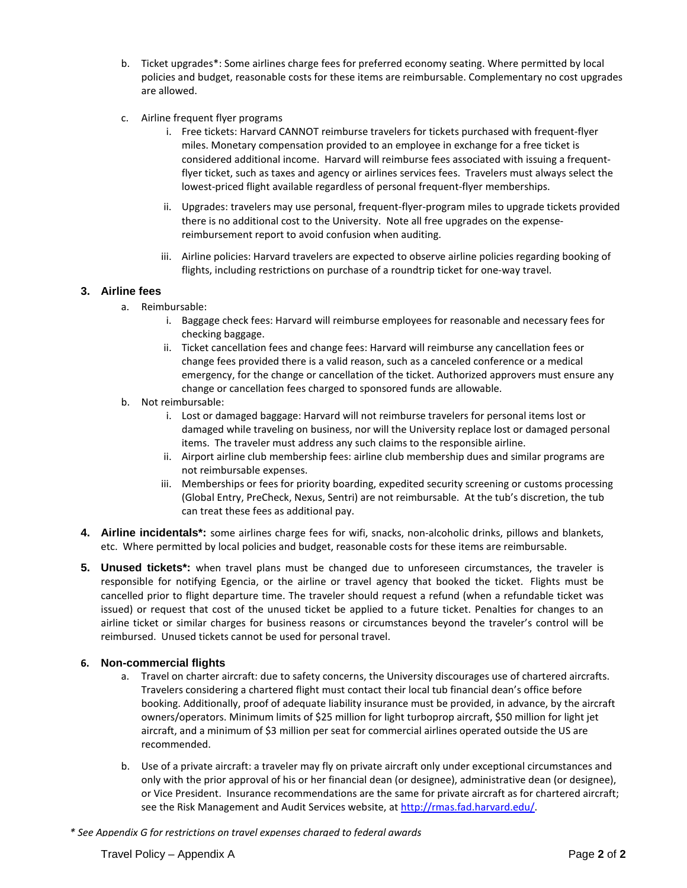b. Ticket upgrades*: Some airlines charge fees for preferred economy seating. Where permitted by local policies and budget, reasonable costs for these items are reimbursable. Complementary no cost upgrades are allowed.

c. Airline frequent flyer programs

   i. Free tickets: Harvard CANNOT reimburse travelers for tickets purchased with frequent-flyer miles. Monetary compensation provided to an employee in exchange for a free ticket is considered additional income. Harvard will reimburse fees associated with issuing a frequent-flyer ticket, such as taxes and agency or airlines services fees. Travelers must always select the lowest-priced flight available regardless of personal frequent-flyer memberships.

   ii. Upgrades: travelers may use personal, frequent-flyer-program miles to upgrade tickets provided there is no additional cost to the University. Note all free upgrades on the expense-reimbursement report to avoid confusion when auditing.

   iii. Airline policies: Harvard travelers are expected to observe airline policies regarding booking of flights, including restrictions on purchase of a roundtrip ticket for one-way travel.

### 3. Airline fees

a. Reimbursable:
   i. Baggage check fees: Harvard will reimburse employees for reasonable and necessary fees for checking baggage.
   ii. Ticket cancellation fees and change fees: Harvard will reimburse any cancellation fees or change fees provided there is a valid reason, such as a canceled conference or a medical emergency, for the change or cancellation of the ticket. Authorized approvers must ensure any change or cancellation fees charged to sponsored funds are allowable.

b. Not reimbursable:
   i. Lost or damaged baggage: Harvard will not reimburse travelers for personal items lost or damaged while traveling on business, nor will the University replace lost or damaged personal items. The traveler must address any such claims to the responsible airline.
   ii. Airport airline club membership fees: airline club membership dues and similar programs are not reimbursable expenses.
   iii. Memberships or fees for priority boarding, expedited security screening or customs processing (Global Entry, PreCheck, Nexus, Sentri) are not reimbursable. At the tub's discretion, the tub can treat these fees as additional pay.

**4. Airline incidentals*:** some airlines charge fees for wifi, snacks, non-alcoholic drinks, pillows and blankets, etc. Where permitted by local policies and budget, reasonable costs for these items are reimbursable.

**5. Unused tickets*:** when travel plans must be changed due to unforeseen circumstances, the traveler is responsible for notifying Egencia, or the airline or travel agency that booked the ticket. Flights must be cancelled prior to flight departure time. The traveler should request a refund (when a refundable ticket was issued) or request that cost of the unused ticket be applied to a future ticket. Penalties for changes to an airline ticket or similar charges for business reasons or circumstances beyond the traveler's control will be reimbursed. Unused tickets cannot be used for personal travel.

### 6. Non-commercial flights

a. Travel on charter aircraft: due to safety concerns, the University discourages use of chartered aircrafts. Travelers considering a chartered flight must contact their local tub financial dean's office before booking. Additionally, proof of adequate liability insurance must be provided, in advance, by the aircraft owners/operators. Minimum limits of $25 million for light turboprop aircraft, $50 million for light jet aircraft, and a minimum of $3 million per seat for commercial airlines operated outside the US are recommended.

b. Use of a private aircraft: a traveler may fly on private aircraft only under exceptional circumstances and only with the prior approval of his or her financial dean (or designee), administrative dean (or designee), or Vice President. Insurance recommendations are the same for private aircraft as for chartered aircraft; see the Risk Management and Audit Services website, at [http://rmas.fad.harvard.edu/](http://rmas.fad.harvard.edu/).

*\* See Appendix G for restrictions on travel expenses charged to federal awards*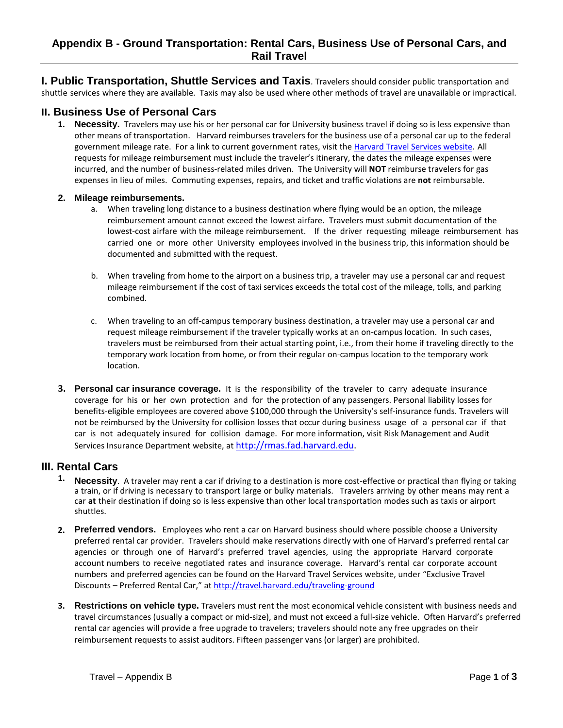# Appendix B - Ground Transportation: Rental Cars, Business Use of Personal Cars, and Rail Travel

## I. Public Transportation, Shuttle Services and Taxis

Travelers should consider public transportation and shuttle services where they are available. Taxis may also be used where other methods of travel are unavailable or impractical.

## II. Business Use of Personal Cars

1. **Necessity.** Travelers may use his or her personal car for University business travel if doing so is less expensive than other means of transportation. Harvard reimburses travelers for the business use of a personal car up to the federal government mileage rate. For a link to current government rates, visit the Harvard Travel Services website. All requests for mileage reimbursement must include the traveler's itinerary, the dates the mileage expenses were incurred, and the number of business-related miles driven. The University will **NOT** reimburse travelers for gas expenses in lieu of miles. Commuting expenses, repairs, and ticket and traffic violations are **not** reimbursable.

2. **Mileage reimbursements.**
   a. When traveling long distance to a business destination where flying would be an option, the mileage reimbursement amount cannot exceed the lowest airfare. Travelers must submit documentation of the lowest-cost airfare with the mileage reimbursement. If the driver requesting mileage reimbursement has carried one or more other University employees involved in the business trip, this information should be documented and submitted with the request.

   b. When traveling from home to the airport on a business trip, a traveler may use a personal car and request mileage reimbursement if the cost of taxi services exceeds the total cost of the mileage, tolls, and parking combined.

   c. When traveling to an off-campus temporary business destination, a traveler may use a personal car and request mileage reimbursement if the traveler typically works at an on-campus location. In such cases, travelers must be reimbursed from their actual starting point, i.e., from their home if traveling directly to the temporary work location from home, or from their regular on-campus location to the temporary work location.

3. **Personal car insurance coverage.** It is the responsibility of the traveler to carry adequate insurance coverage for his or her own protection and for the protection of any passengers. Personal liability losses for benefits-eligible employees are covered above $100,000 through the University's self-insurance funds. Travelers will not be reimbursed by the University for collision losses that occur during business usage of a personal car if that car is not adequately insured for collision damage. For more information, visit Risk Management and Audit Services Insurance Department website, at http://rmas.fad.harvard.edu.

## III. Rental Cars

1. **Necessity**. A traveler may rent a car if driving to a destination is more cost-effective or practical than flying or taking a train, or if driving is necessary to transport large or bulky materials. Travelers arriving by other means may rent a car **at** their destination if doing so is less expensive than other local transportation modes such as taxis or airport shuttles.

2. **Preferred vendors.** Employees who rent a car on Harvard business should where possible choose a University preferred rental car provider. Travelers should make reservations directly with one of Harvard's preferred rental car agencies or through one of Harvard's preferred travel agencies, using the appropriate Harvard corporate account numbers to receive negotiated rates and insurance coverage. Harvard's rental car corporate account numbers and preferred agencies can be found on the Harvard Travel Services website, under "Exclusive Travel Discounts – Preferred Rental Car," at http://travel.harvard.edu/traveling-ground

3. **Restrictions on vehicle type.** Travelers must rent the most economical vehicle consistent with business needs and travel circumstances (usually a compact or mid-size), and must not exceed a full-size vehicle. Often Harvard's preferred rental car agencies will provide a free upgrade to travelers; travelers should note any free upgrades on their reimbursement requests to assist auditors. Fifteen passenger vans (or larger) are prohibited.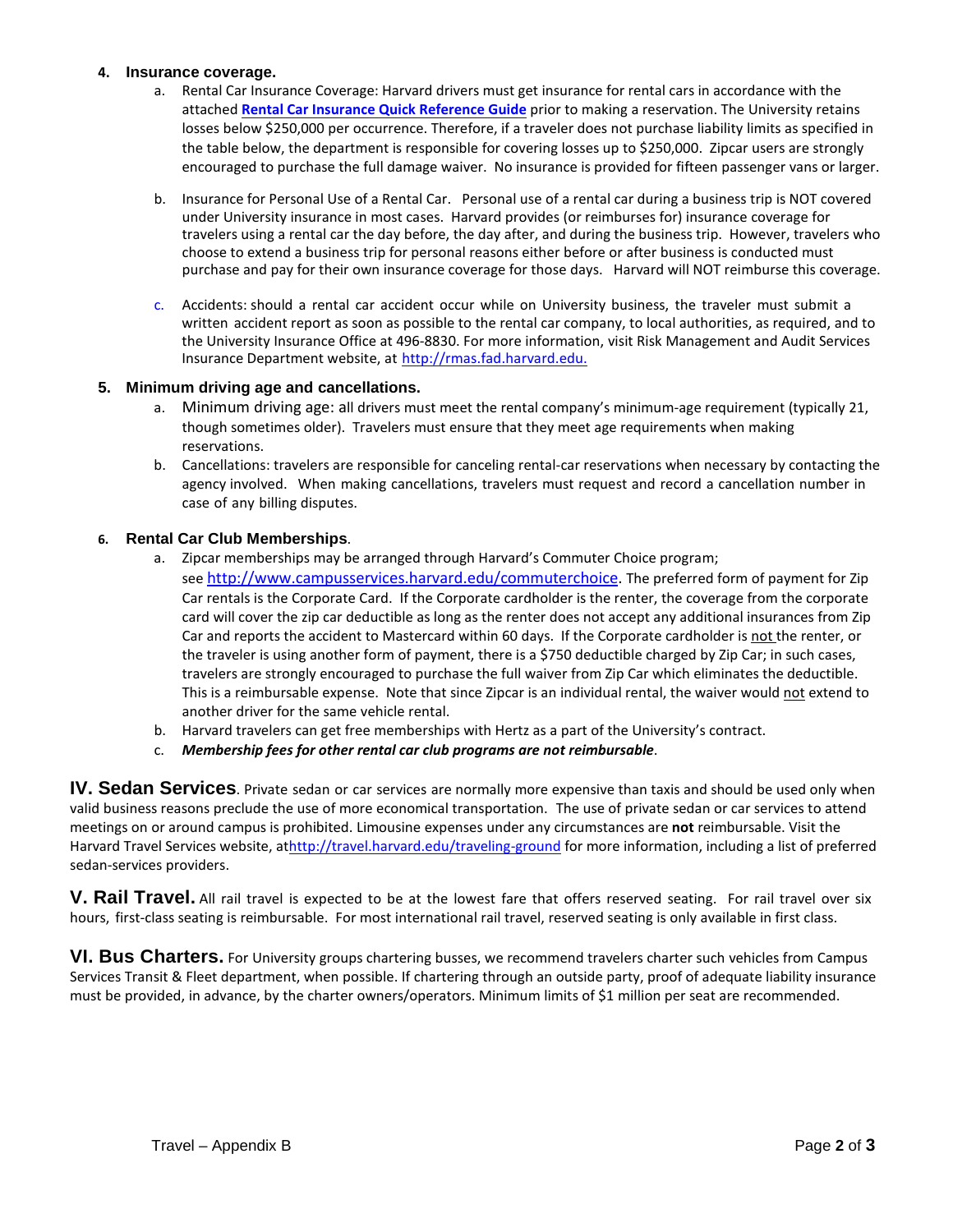4. **Insurance coverage.**
   a. Rental Car Insurance Coverage: Harvard drivers must get insurance for rental cars in accordance with the attached **Rental Car Insurance Quick Reference Guide** prior to making a reservation. The University retains losses below $250,000 per occurrence. Therefore, if a traveler does not purchase liability limits as specified in the table below, the department is responsible for covering losses up to $250,000. Zipcar users are strongly encouraged to purchase the full damage waiver. No insurance is provided for fifteen passenger vans or larger.

   b. Insurance for Personal Use of a Rental Car. Personal use of a rental car during a business trip is NOT covered under University insurance in most cases. Harvard provides (or reimburses for) insurance coverage for travelers using a rental car the day before, the day after, and during the business trip. However, travelers who choose to extend a business trip for personal reasons either before or after business is conducted must purchase and pay for their own insurance coverage for those days. Harvard will NOT reimburse this coverage.

   c. Accidents: should a rental car accident occur while on University business, the traveler must submit a written accident report as soon as possible to the rental car company, to local authorities, as required, and to the University Insurance Office at 496-8830. For more information, visit Risk Management and Audit Services Insurance Department website, at http://rmas.fad.harvard.edu.

5. **Minimum driving age and cancellations.**
   a. Minimum driving age: all drivers must meet the rental company's minimum-age requirement (typically 21, though sometimes older). Travelers must ensure that they meet age requirements when making reservations.
   b. Cancellations: travelers are responsible for canceling rental-car reservations when necessary by contacting the agency involved. When making cancellations, travelers must request and record a cancellation number in case of any billing disputes.

6. **Rental Car Club Memberships**.
   a. Zipcar memberships may be arranged through Harvard's Commuter Choice program; see http://www.campusservices.harvard.edu/commuterchoice. The preferred form of payment for Zip Car rentals is the Corporate Card. If the Corporate cardholder is the renter, the coverage from the corporate card will cover the zip car deductible as long as the renter does not accept any additional insurances from Zip Car and reports the accident to Mastercard within 60 days. If the Corporate cardholder is not the renter, or the traveler is using another form of payment, there is a $750 deductible charged by Zip Car; in such cases, travelers are strongly encouraged to purchase the full waiver from Zip Car which eliminates the deductible. This is a reimbursable expense. Note that since Zipcar is an individual rental, the waiver would not extend to another driver for the same vehicle rental.
   b. Harvard travelers can get free memberships with Hertz as a part of the University's contract.
   c. ***Membership fees for other rental car club programs are not reimbursable***.

**IV. Sedan Services**. Private sedan or car services are normally more expensive than taxis and should be used only when valid business reasons preclude the use of more economical transportation. The use of private sedan or car services to attend meetings on or around campus is prohibited. Limousine expenses under any circumstances are **not** reimbursable. Visit the Harvard Travel Services website, at http://travel.harvard.edu/traveling-ground for more information, including a list of preferred sedan-services providers.

**V. Rail Travel.** All rail travel is expected to be at the lowest fare that offers reserved seating. For rail travel over six hours, first-class seating is reimbursable. For most international rail travel, reserved seating is only available in first class.

**VI. Bus Charters.** For University groups chartering busses, we recommend travelers charter such vehicles from Campus Services Transit & Fleet department, when possible. If chartering through an outside party, proof of adequate liability insurance must be provided, in advance, by the charter owners/operators. Minimum limits of $1 million per seat are recommended.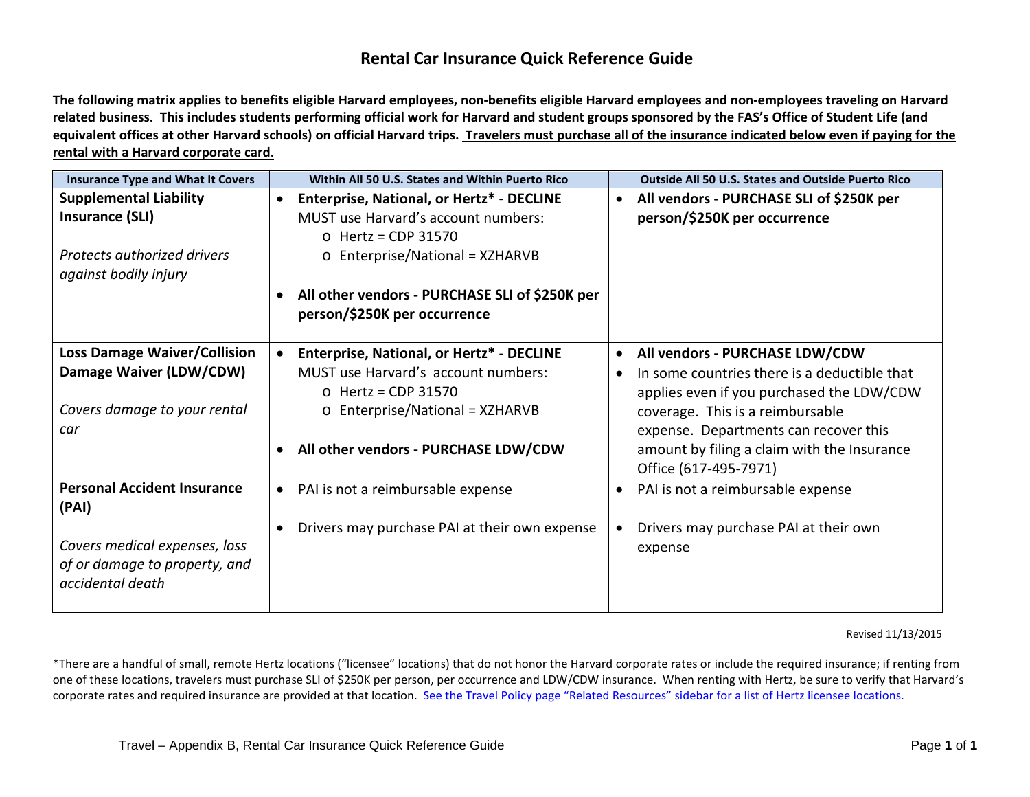# Rental Car Insurance Quick Reference Guide

**The following matrix applies to benefits eligible Harvard employees, non-benefits eligible Harvard employees and non-employees traveling on Harvard related business. This includes students performing official work for Harvard and student groups sponsored by the FAS's Office of Student Life (and equivalent offices at other Harvard schools) on official Harvard trips. Travelers must purchase all of the insurance indicated below even if paying for the rental with a Harvard corporate card.**

| Insurance Type and What It Covers | Within All 50 U.S. States and Within Puerto Rico | Outside All 50 U.S. States and Outside Puerto Rico |
|---|---|---|
| **Supplemental Liability Insurance (SLI)**<br><br>*Protects authorized drivers against bodily injury* | • **Enterprise, National, or Hertz* - DECLINE** MUST use Harvard's account numbers:<br>o Hertz = CDP 31570<br>o Enterprise/National = XZHARVB<br><br>• **All other vendors - PURCHASE SLI of $250K per person/$250K per occurrence** | • **All vendors - PURCHASE SLI of $250K per person/$250K per occurrence** |
| **Loss Damage Waiver/Collision Damage Waiver (LDW/CDW)**<br><br>*Covers damage to your rental car* | • **Enterprise, National, or Hertz* - DECLINE** MUST use Harvard's account numbers:<br>o Hertz = CDP 31570<br>o Enterprise/National = XZHARVB<br><br>• **All other vendors - PURCHASE LDW/CDW** | • **All vendors - PURCHASE LDW/CDW**<br>• In some countries there is a deductible that applies even if you purchased the LDW/CDW coverage. This is a reimbursable expense. Departments can recover this amount by filing a claim with the Insurance Office (617-495-7971) |
| **Personal Accident Insurance (PAI)**<br><br>*Covers medical expenses, loss of or damage to property, and accidental death* | • PAI is not a reimbursable expense<br><br>• Drivers may purchase PAI at their own expense | • PAI is not a reimbursable expense<br><br>• Drivers may purchase PAI at their own expense |

Revised 11/13/2015

*There are a handful of small, remote Hertz locations ("licensee" locations) that do not honor the Harvard corporate rates or include the required insurance; if renting from one of these locations, travelers must purchase SLI of $250K per person, per occurrence and LDW/CDW insurance. When renting with Hertz, be sure to verify that Harvard's corporate rates and required insurance are provided at that location. See the Travel Policy page "Related Resources" sidebar for a list of Hertz licensee locations.

Travel – Appendix B, Rental Car Insurance Quick Reference Guide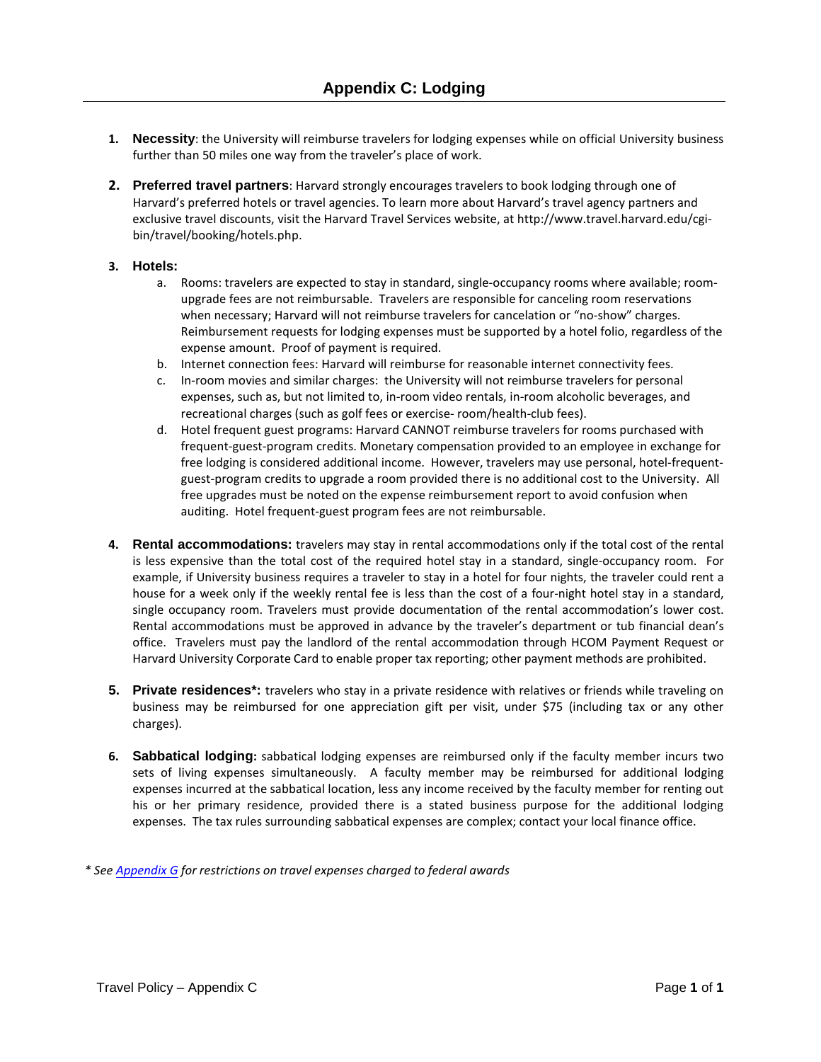# Appendix C: Lodging

1. **Necessity**: the University will reimburse travelers for lodging expenses while on official University business further than 50 miles one way from the traveler's place of work.

2. **Preferred travel partners**: Harvard strongly encourages travelers to book lodging through one of Harvard's preferred hotels or travel agencies. To learn more about Harvard's travel agency partners and exclusive travel discounts, visit the Harvard Travel Services website, at http://www.travel.harvard.edu/cgi-bin/travel/booking/hotels.php.

3. **Hotels:**
   a. Rooms: travelers are expected to stay in standard, single-occupancy rooms where available; room-upgrade fees are not reimbursable. Travelers are responsible for canceling room reservations when necessary; Harvard will not reimburse travelers for cancelation or "no-show" charges. Reimbursement requests for lodging expenses must be supported by a hotel folio, regardless of the expense amount. Proof of payment is required.
   b. Internet connection fees: Harvard will reimburse for reasonable internet connectivity fees.
   c. In-room movies and similar charges: the University will not reimburse travelers for personal expenses, such as, but not limited to, in-room video rentals, in-room alcoholic beverages, and recreational charges (such as golf fees or exercise- room/health-club fees).
   d. Hotel frequent guest programs: Harvard CANNOT reimburse travelers for rooms purchased with frequent-guest-program credits. Monetary compensation provided to an employee in exchange for free lodging is considered additional income. However, travelers may use personal, hotel-frequent-guest-program credits to upgrade a room provided there is no additional cost to the University. All free upgrades must be noted on the expense reimbursement report to avoid confusion when auditing. Hotel frequent-guest program fees are not reimbursable.

4. **Rental accommodations:** travelers may stay in rental accommodations only if the total cost of the rental is less expensive than the total cost of the required hotel stay in a standard, single-occupancy room. For example, if University business requires a traveler to stay in a hotel for four nights, the traveler could rent a house for a week only if the weekly rental fee is less than the cost of a four-night hotel stay in a standard, single occupancy room. Travelers must provide documentation of the rental accommodation's lower cost. Rental accommodations must be approved in advance by the traveler's department or tub financial dean's office. Travelers must pay the landlord of the rental accommodation through HCOM Payment Request or Harvard University Corporate Card to enable proper tax reporting; other payment methods are prohibited.

5. **Private residences\*:** travelers who stay in a private residence with relatives or friends while traveling on business may be reimbursed for one appreciation gift per visit, under $75 (including tax or any other charges).

6. **Sabbatical lodging:** sabbatical lodging expenses are reimbursed only if the faculty member incurs two sets of living expenses simultaneously. A faculty member may be reimbursed for additional lodging expenses incurred at the sabbatical location, less any income received by the faculty member for renting out his or her primary residence, provided there is a stated business purpose for the additional lodging expenses. The tax rules surrounding sabbatical expenses are complex; contact your local finance office.

*\* See Appendix G for restrictions on travel expenses charged to federal awards*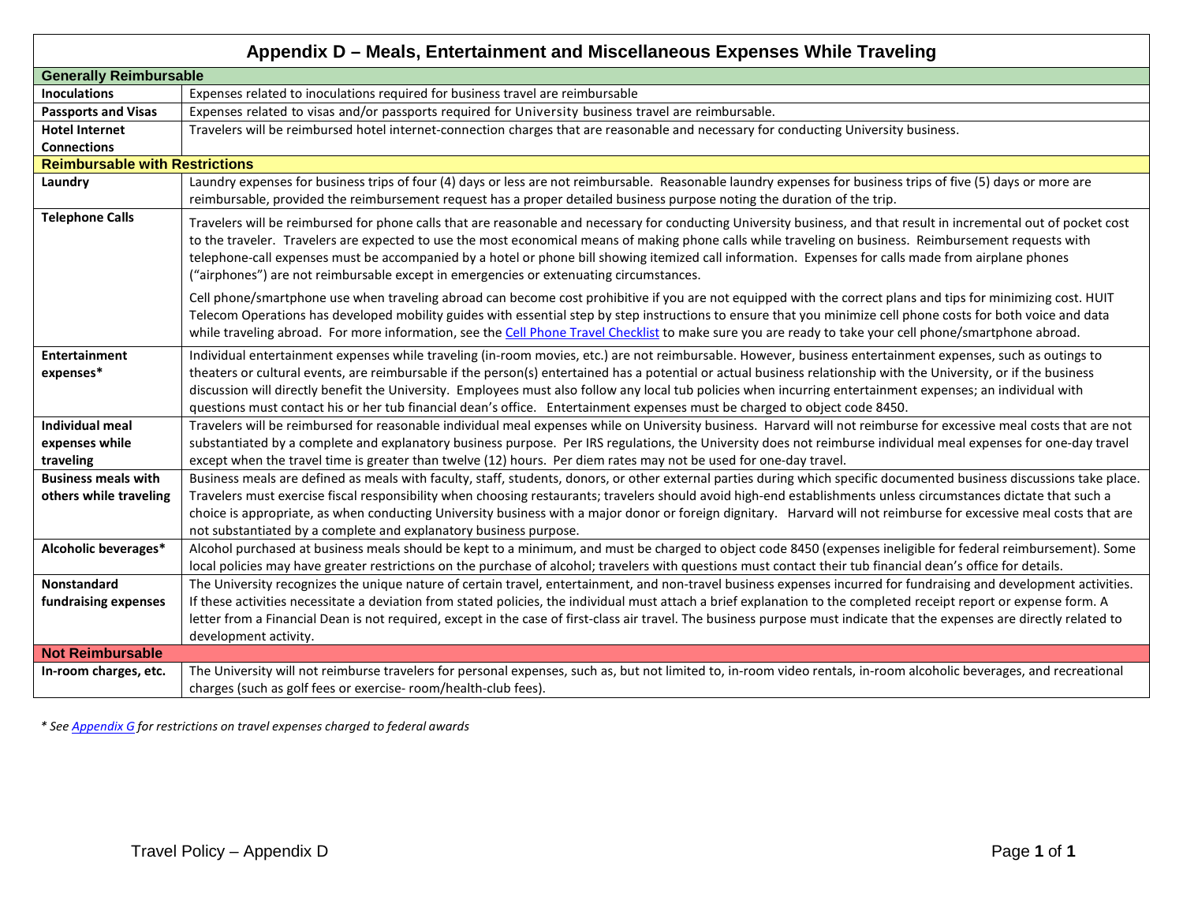# Appendix D – Meals, Entertainment and Miscellaneous Expenses While Traveling

| | |
|---|---|
| **Generally Reimbursable** | |
| **Inoculations** | Expenses related to inoculations required for business travel are reimbursable |
| **Passports and Visas** | Expenses related to visas and/or passports required for University business travel are reimbursable. |
| **Hotel Internet Connections** | Travelers will be reimbursed hotel internet-connection charges that are reasonable and necessary for conducting University business. |
| **Reimbursable with Restrictions** | |
| **Laundry** | Laundry expenses for business trips of four (4) days or less are not reimbursable. Reasonable laundry expenses for business trips of five (5) days or more are reimbursable, provided the reimbursement request has a proper detailed business purpose noting the duration of the trip. |
| **Telephone Calls** | Travelers will be reimbursed for phone calls that are reasonable and necessary for conducting University business, and that result in incremental out of pocket cost to the traveler. Travelers are expected to use the most economical means of making phone calls while traveling on business. Reimbursement requests with telephone-call expenses must be accompanied by a hotel or phone bill showing itemized call information. Expenses for calls made from airplane phones ("airphones") are not reimbursable except in emergencies or extenuating circumstances.<br><br>Cell phone/smartphone use when traveling abroad can become cost prohibitive if you are not equipped with the correct plans and tips for minimizing cost. HUIT Telecom Operations has developed mobility guides with essential step by step instructions to ensure that you minimize cell phone costs for both voice and data while traveling abroad. For more information, see the [Cell Phone Travel Checklist] to make sure you are ready to take your cell phone/smartphone abroad. |
| **Entertainment expenses*** | Individual entertainment expenses while traveling (in-room movies, etc.) are not reimbursable. However, business entertainment expenses, such as outings to theaters or cultural events, are reimbursable if the person(s) entertained has a potential or actual business relationship with the University, or if the business discussion will directly benefit the University. Employees must also follow any local tub policies when incurring entertainment expenses; an individual with questions must contact his or her tub financial dean's office. Entertainment expenses must be charged to object code 8450. |
| **Individual meal expenses while traveling** | Travelers will be reimbursed for reasonable individual meal expenses while on University business. Harvard will not reimburse for excessive meal costs that are not substantiated by a complete and explanatory business purpose. Per IRS regulations, the University does not reimburse individual meal expenses for one-day travel except when the travel time is greater than twelve (12) hours. Per diem rates may not be used for one-day travel. |
| **Business meals with others while traveling** | Business meals are defined as meals with faculty, staff, students, donors, or other external parties during which specific documented business discussions take place. Travelers must exercise fiscal responsibility when choosing restaurants; travelers should avoid high-end establishments unless circumstances dictate that such a choice is appropriate, as when conducting University business with a major donor or foreign dignitary. Harvard will not reimburse for excessive meal costs that are not substantiated by a complete and explanatory business purpose. |
| **Alcoholic beverages*** | Alcohol purchased at business meals should be kept to a minimum, and must be charged to object code 8450 (expenses ineligible for federal reimbursement). Some local policies may have greater restrictions on the purchase of alcohol; travelers with questions must contact their tub financial dean's office for details. |
| **Nonstandard fundraising expenses** | The University recognizes the unique nature of certain travel, entertainment, and non-travel business expenses incurred for fundraising and development activities. If these activities necessitate a deviation from stated policies, the individual must attach a brief explanation to the completed receipt report or expense form. A letter from a Financial Dean is not required, except in the case of first-class air travel. The business purpose must indicate that the expenses are directly related to development activity. |
| **Not Reimbursable** | |
| **In-room charges, etc.** | The University will not reimburse travelers for personal expenses, such as, but not limited to, in-room video rentals, in-room alcoholic beverages, and recreational charges (such as golf fees or exercise- room/health-club fees). |

*\* See Appendix G for restrictions on travel expenses charged to federal awards*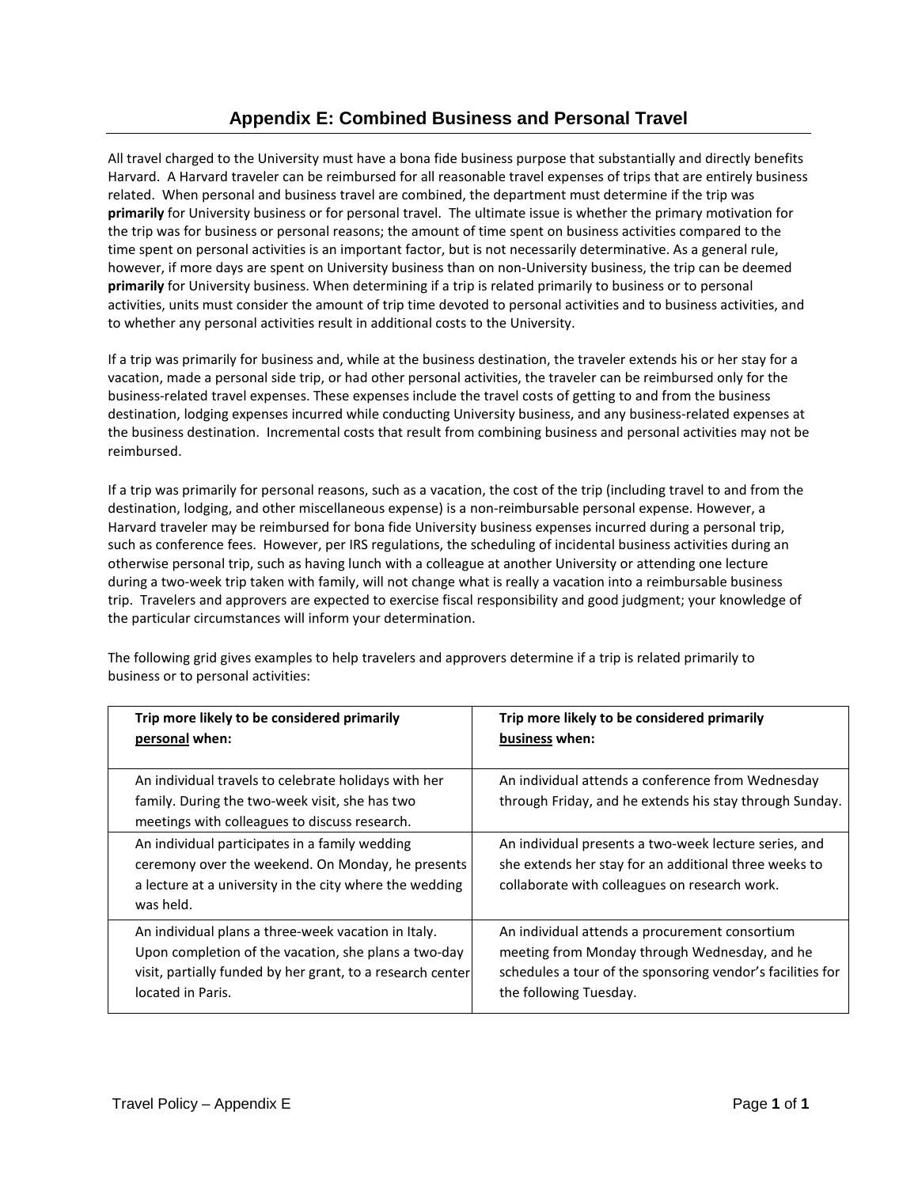# Appendix E: Combined Business and Personal Travel

All travel charged to the University must have a bona fide business purpose that substantially and directly benefits Harvard. A Harvard traveler can be reimbursed for all reasonable travel expenses of trips that are entirely business related. When personal and business travel are combined, the department must determine if the trip was **primarily** for University business or for personal travel. The ultimate issue is whether the primary motivation for the trip was for business or personal reasons; the amount of time spent on business activities compared to the time spent on personal activities is an important factor, but is not necessarily determinative. As a general rule, however, if more days are spent on University business than on non-University business, the trip can be deemed **primarily** for University business. When determining if a trip is related primarily to business or to personal activities, units must consider the amount of trip time devoted to personal activities and to business activities, and to whether any personal activities result in additional costs to the University.

If a trip was primarily for business and, while at the business destination, the traveler extends his or her stay for a vacation, made a personal side trip, or had other personal activities, the traveler can be reimbursed only for the business-related travel expenses. These expenses include the travel costs of getting to and from the business destination, lodging expenses incurred while conducting University business, and any business-related expenses at the business destination. Incremental costs that result from combining business and personal activities may not be reimbursed.

If a trip was primarily for personal reasons, such as a vacation, the cost of the trip (including travel to and from the destination, lodging, and other miscellaneous expense) is a non-reimbursable personal expense. However, a Harvard traveler may be reimbursed for bona fide University business expenses incurred during a personal trip, such as conference fees. However, per IRS regulations, the scheduling of incidental business activities during an otherwise personal trip, such as having lunch with a colleague at another University or attending one lecture during a two-week trip taken with family, will not change what is really a vacation into a reimbursable business trip. Travelers and approvers are expected to exercise fiscal responsibility and good judgment; your knowledge of the particular circumstances will inform your determination.

The following grid gives examples to help travelers and approvers determine if a trip is related primarily to business or to personal activities:

| **Trip more likely to be considered primarily <u>personal</u> when:** | **Trip more likely to be considered primarily <u>business</u> when:** |
|---|---|
| An individual travels to celebrate holidays with her family. During the two-week visit, she has two meetings with colleagues to discuss research. | An individual attends a conference from Wednesday through Friday, and he extends his stay through Sunday. |
| An individual participates in a family wedding ceremony over the weekend. On Monday, he presents a lecture at a university in the city where the wedding was held. | An individual presents a two-week lecture series, and she extends her stay for an additional three weeks to collaborate with colleagues on research work. |
| An individual plans a three-week vacation in Italy. Upon completion of the vacation, she plans a two-day visit, partially funded by her grant, to a research center located in Paris. | An individual attends a procurement consortium meeting from Monday through Wednesday, and he schedules a tour of the sponsoring vendor's facilities for the following Tuesday. |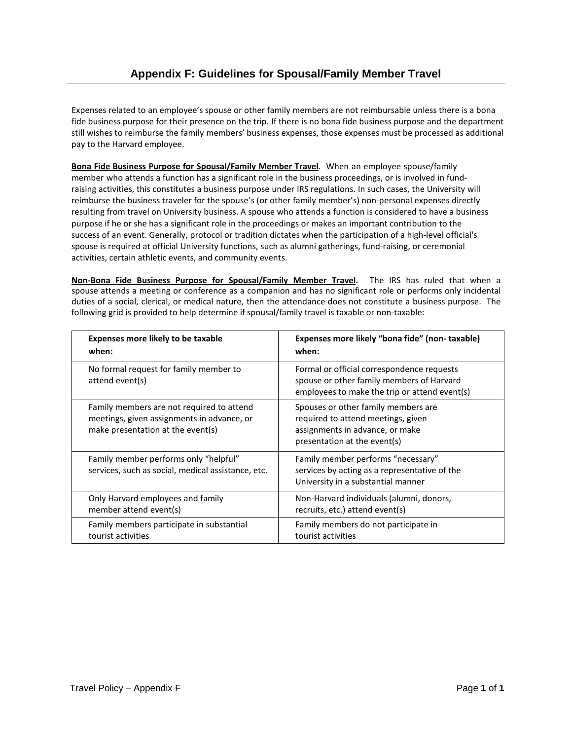# Appendix F: Guidelines for Spousal/Family Member Travel

Expenses related to an employee's spouse or other family members are not reimbursable unless there is a bona fide business purpose for their presence on the trip. If there is no bona fide business purpose and the department still wishes to reimburse the family members' business expenses, those expenses must be processed as additional pay to the Harvard employee.

**Bona Fide Business Purpose for Spousal/Family Member Travel**. When an employee spouse/family member who attends a function has a significant role in the business proceedings, or is involved in fund-raising activities, this constitutes a business purpose under IRS regulations. In such cases, the University will reimburse the business traveler for the spouse's (or other family member's) non-personal expenses directly resulting from travel on University business. A spouse who attends a function is considered to have a business purpose if he or she has a significant role in the proceedings or makes an important contribution to the success of an event. Generally, protocol or tradition dictates when the participation of a high-level official's spouse is required at official University functions, such as alumni gatherings, fund-raising, or ceremonial activities, certain athletic events, and community events.

**Non-Bona Fide Business Purpose for Spousal/Family Member Travel.** The IRS has ruled that when a spouse attends a meeting or conference as a companion and has no significant role or performs only incidental duties of a social, clerical, or medical nature, then the attendance does not constitute a business purpose. The following grid is provided to help determine if spousal/family travel is taxable or non-taxable:

| Expenses more likely to be taxable when: | Expenses more likely "bona fide" (non- taxable) when: |
|---|---|
| No formal request for family member to attend event(s) | Formal or official correspondence requests spouse or other family members of Harvard employees to make the trip or attend event(s) |
| Family members are not required to attend meetings, given assignments in advance, or make presentation at the event(s) | Spouses or other family members are required to attend meetings, given assignments in advance, or make presentation at the event(s) |
| Family member performs only "helpful" services, such as social, medical assistance, etc. | Family member performs "necessary" services by acting as a representative of the University in a substantial manner |
| Only Harvard employees and family member attend event(s) | Non-Harvard individuals (alumni, donors, recruits, etc.) attend event(s) |
| Family members participate in substantial tourist activities | Family members do not participate in tourist activities |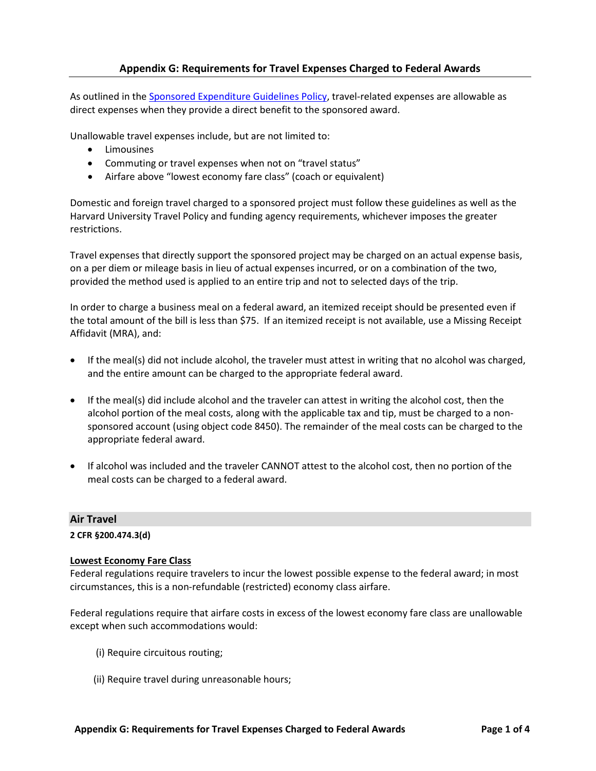## Appendix G: Requirements for Travel Expenses Charged to Federal Awards

As outlined in the [Sponsored Expenditure Guidelines Policy](), travel-related expenses are allowable as direct expenses when they provide a direct benefit to the sponsored award.

Unallowable travel expenses include, but are not limited to:

- Limousines
- Commuting or travel expenses when not on "travel status"
- Airfare above "lowest economy fare class" (coach or equivalent)

Domestic and foreign travel charged to a sponsored project must follow these guidelines as well as the Harvard University Travel Policy and funding agency requirements, whichever imposes the greater restrictions.

Travel expenses that directly support the sponsored project may be charged on an actual expense basis, on a per diem or mileage basis in lieu of actual expenses incurred, or on a combination of the two, provided the method used is applied to an entire trip and not to selected days of the trip.

In order to charge a business meal on a federal award, an itemized receipt should be presented even if the total amount of the bill is less than $75. If an itemized receipt is not available, use a Missing Receipt Affidavit (MRA), and:

- If the meal(s) did not include alcohol, the traveler must attest in writing that no alcohol was charged, and the entire amount can be charged to the appropriate federal award.
- If the meal(s) did include alcohol and the traveler can attest in writing the alcohol cost, then the alcohol portion of the meal costs, along with the applicable tax and tip, must be charged to a non-sponsored account (using object code 8450). The remainder of the meal costs can be charged to the appropriate federal award.
- If alcohol was included and the traveler CANNOT attest to the alcohol cost, then no portion of the meal costs can be charged to a federal award.

### Air Travel

**2 CFR §200.474.3(d)**

**Lowest Economy Fare Class**

Federal regulations require travelers to incur the lowest possible expense to the federal award; in most circumstances, this is a non-refundable (restricted) economy class airfare.

Federal regulations require that airfare costs in excess of the lowest economy fare class are unallowable except when such accommodations would:

(i) Require circuitous routing;

(ii) Require travel during unreasonable hours;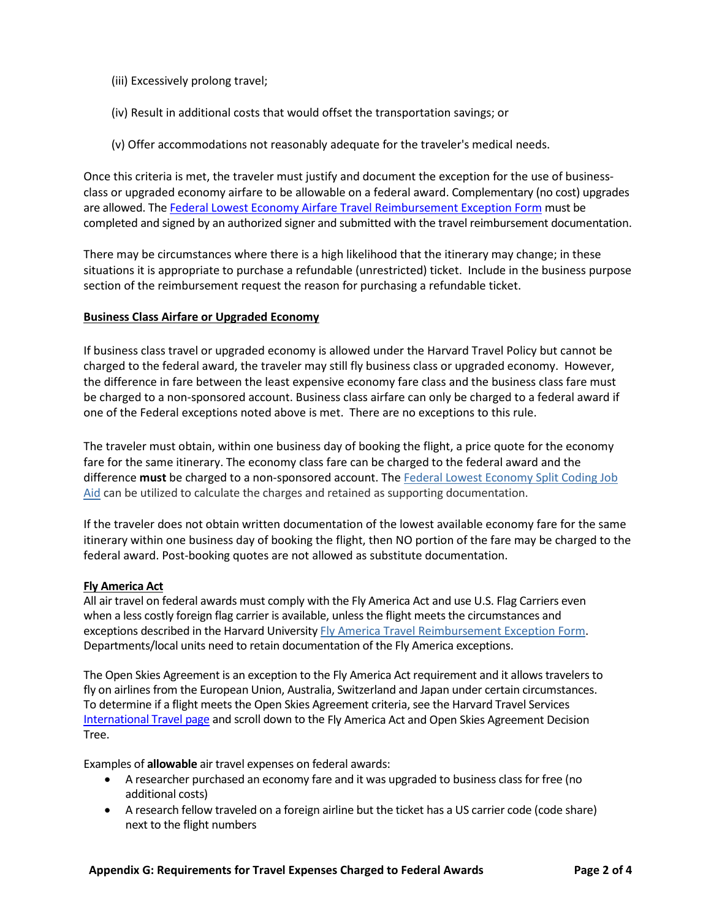(iii) Excessively prolong travel;

(iv) Result in additional costs that would offset the transportation savings; or

(v) Offer accommodations not reasonably adequate for the traveler's medical needs.

Once this criteria is met, the traveler must justify and document the exception for the use of business-class or upgraded economy airfare to be allowable on a federal award. Complementary (no cost) upgrades are allowed. The [Federal Lowest Economy Airfare Travel Reimbursement Exception Form]() must be completed and signed by an authorized signer and submitted with the travel reimbursement documentation.

There may be circumstances where there is a high likelihood that the itinerary may change; in these situations it is appropriate to purchase a refundable (unrestricted) ticket. Include in the business purpose section of the reimbursement request the reason for purchasing a refundable ticket.

**Business Class Airfare or Upgraded Economy**

If business class travel or upgraded economy is allowed under the Harvard Travel Policy but cannot be charged to the federal award, the traveler may still fly business class or upgraded economy. However, the difference in fare between the least expensive economy fare class and the business class fare must be charged to a non-sponsored account. Business class airfare can only be charged to a federal award if one of the Federal exceptions noted above is met. There are no exceptions to this rule.

The traveler must obtain, within one business day of booking the flight, a price quote for the economy fare for the same itinerary. The economy class fare can be charged to the federal award and the difference **must** be charged to a non-sponsored account. The [Federal Lowest Economy Split Coding Job Aid]() can be utilized to calculate the charges and retained as supporting documentation.

If the traveler does not obtain written documentation of the lowest available economy fare for the same itinerary within one business day of booking the flight, then NO portion of the fare may be charged to the federal award. Post-booking quotes are not allowed as substitute documentation.

**Fly America Act**

All air travel on federal awards must comply with the Fly America Act and use U.S. Flag Carriers even when a less costly foreign flag carrier is available, unless the flight meets the circumstances and exceptions described in the Harvard University [Fly America Travel Reimbursement Exception Form](). Departments/local units need to retain documentation of the Fly America exceptions.

The Open Skies Agreement is an exception to the Fly America Act requirement and it allows travelers to fly on airlines from the European Union, Australia, Switzerland and Japan under certain circumstances. To determine if a flight meets the Open Skies Agreement criteria, see the Harvard Travel Services [International Travel page]() and scroll down to the Fly America Act and Open Skies Agreement Decision Tree.

Examples of **allowable** air travel expenses on federal awards:

- A researcher purchased an economy fare and it was upgraded to business class for free (no additional costs)
- A research fellow traveled on a foreign airline but the ticket has a US carrier code (code share) next to the flight numbers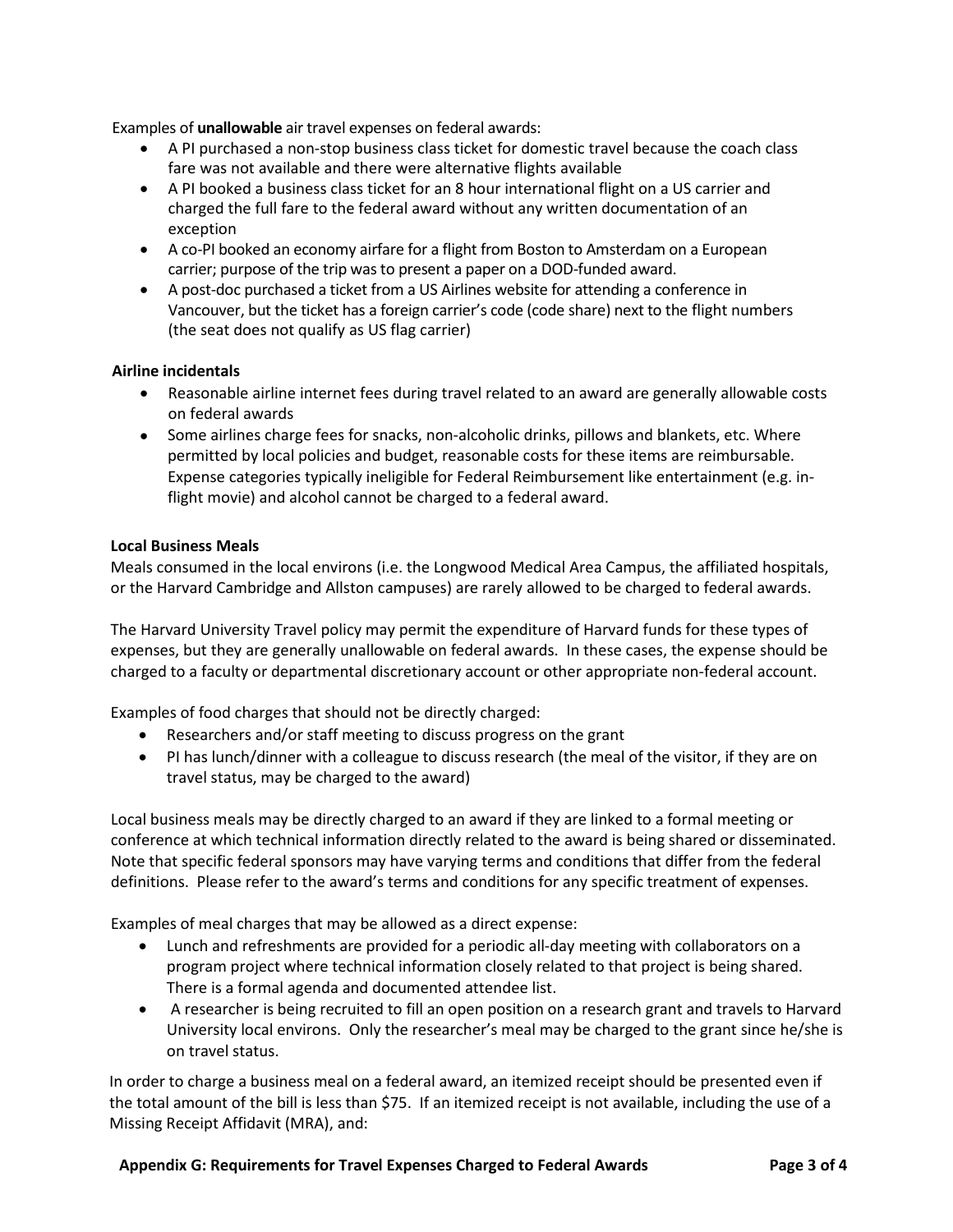Examples of **unallowable** air travel expenses on federal awards:

- A PI purchased a non-stop business class ticket for domestic travel because the coach class fare was not available and there were alternative flights available
- A PI booked a business class ticket for an 8 hour international flight on a US carrier and charged the full fare to the federal award without any written documentation of an exception
- A co-PI booked an economy airfare for a flight from Boston to Amsterdam on a European carrier; purpose of the trip was to present a paper on a DOD-funded award.
- A post-doc purchased a ticket from a US Airlines website for attending a conference in Vancouver, but the ticket has a foreign carrier's code (code share) next to the flight numbers (the seat does not qualify as US flag carrier)

**Airline incidentals**

- Reasonable airline internet fees during travel related to an award are generally allowable costs on federal awards
- Some airlines charge fees for snacks, non-alcoholic drinks, pillows and blankets, etc. Where permitted by local policies and budget, reasonable costs for these items are reimbursable. Expense categories typically ineligible for Federal Reimbursement like entertainment (e.g. in-flight movie) and alcohol cannot be charged to a federal award.

**Local Business Meals**

Meals consumed in the local environs (i.e. the Longwood Medical Area Campus, the affiliated hospitals, or the Harvard Cambridge and Allston campuses) are rarely allowed to be charged to federal awards.

The Harvard University Travel policy may permit the expenditure of Harvard funds for these types of expenses, but they are generally unallowable on federal awards. In these cases, the expense should be charged to a faculty or departmental discretionary account or other appropriate non-federal account.

Examples of food charges that should not be directly charged:

- Researchers and/or staff meeting to discuss progress on the grant
- PI has lunch/dinner with a colleague to discuss research (the meal of the visitor, if they are on travel status, may be charged to the award)

Local business meals may be directly charged to an award if they are linked to a formal meeting or conference at which technical information directly related to the award is being shared or disseminated. Note that specific federal sponsors may have varying terms and conditions that differ from the federal definitions. Please refer to the award's terms and conditions for any specific treatment of expenses.

Examples of meal charges that may be allowed as a direct expense:

- Lunch and refreshments are provided for a periodic all-day meeting with collaborators on a program project where technical information closely related to that project is being shared. There is a formal agenda and documented attendee list.
- A researcher is being recruited to fill an open position on a research grant and travels to Harvard University local environs. Only the researcher's meal may be charged to the grant since he/she is on travel status.

In order to charge a business meal on a federal award, an itemized receipt should be presented even if the total amount of the bill is less than $75. If an itemized receipt is not available, including the use of a Missing Receipt Affidavit (MRA), and: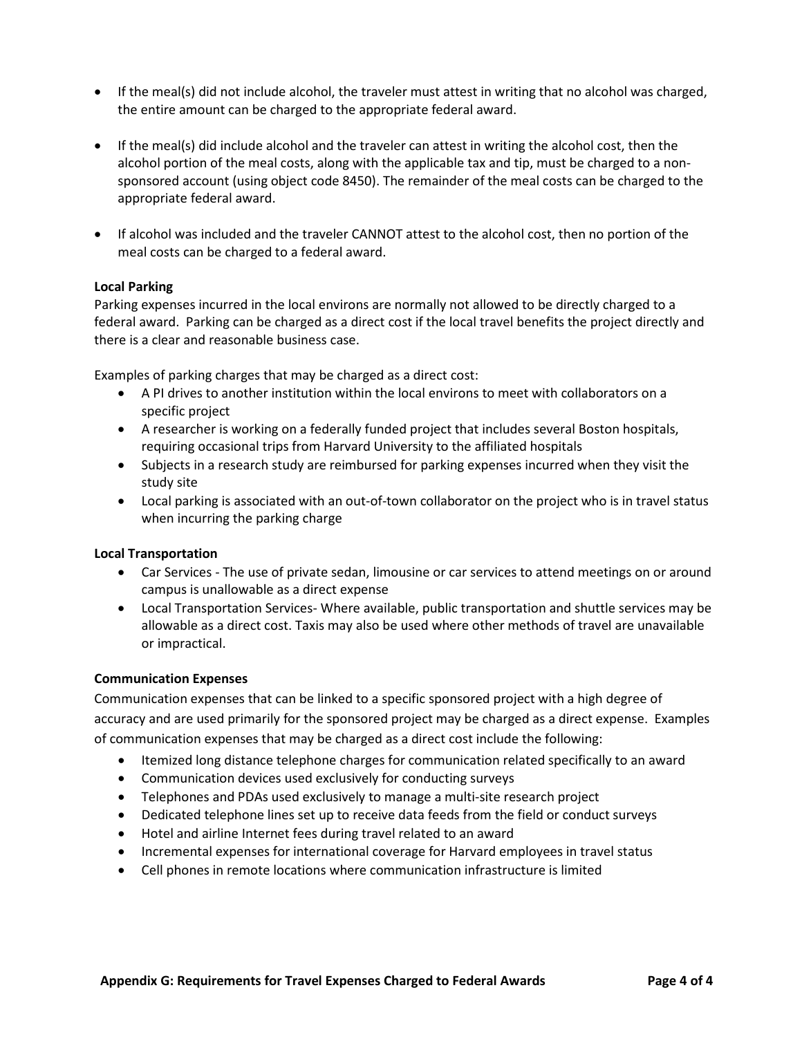- If the meal(s) did not include alcohol, the traveler must attest in writing that no alcohol was charged, the entire amount can be charged to the appropriate federal award.
- If the meal(s) did include alcohol and the traveler can attest in writing the alcohol cost, then the alcohol portion of the meal costs, along with the applicable tax and tip, must be charged to a non-sponsored account (using object code 8450). The remainder of the meal costs can be charged to the appropriate federal award.
- If alcohol was included and the traveler CANNOT attest to the alcohol cost, then no portion of the meal costs can be charged to a federal award.

**Local Parking**

Parking expenses incurred in the local environs are normally not allowed to be directly charged to a federal award. Parking can be charged as a direct cost if the local travel benefits the project directly and there is a clear and reasonable business case.

Examples of parking charges that may be charged as a direct cost:

- A PI drives to another institution within the local environs to meet with collaborators on a specific project
- A researcher is working on a federally funded project that includes several Boston hospitals, requiring occasional trips from Harvard University to the affiliated hospitals
- Subjects in a research study are reimbursed for parking expenses incurred when they visit the study site
- Local parking is associated with an out-of-town collaborator on the project who is in travel status when incurring the parking charge

**Local Transportation**

- Car Services - The use of private sedan, limousine or car services to attend meetings on or around campus is unallowable as a direct expense
- Local Transportation Services- Where available, public transportation and shuttle services may be allowable as a direct cost. Taxis may also be used where other methods of travel are unavailable or impractical.

**Communication Expenses**

Communication expenses that can be linked to a specific sponsored project with a high degree of accuracy and are used primarily for the sponsored project may be charged as a direct expense. Examples of communication expenses that may be charged as a direct cost include the following:

- Itemized long distance telephone charges for communication related specifically to an award
- Communication devices used exclusively for conducting surveys
- Telephones and PDAs used exclusively to manage a multi-site research project
- Dedicated telephone lines set up to receive data feeds from the field or conduct surveys
- Hotel and airline Internet fees during travel related to an award
- Incremental expenses for international coverage for Harvard employees in travel status
- Cell phones in remote locations where communication infrastructure is limited